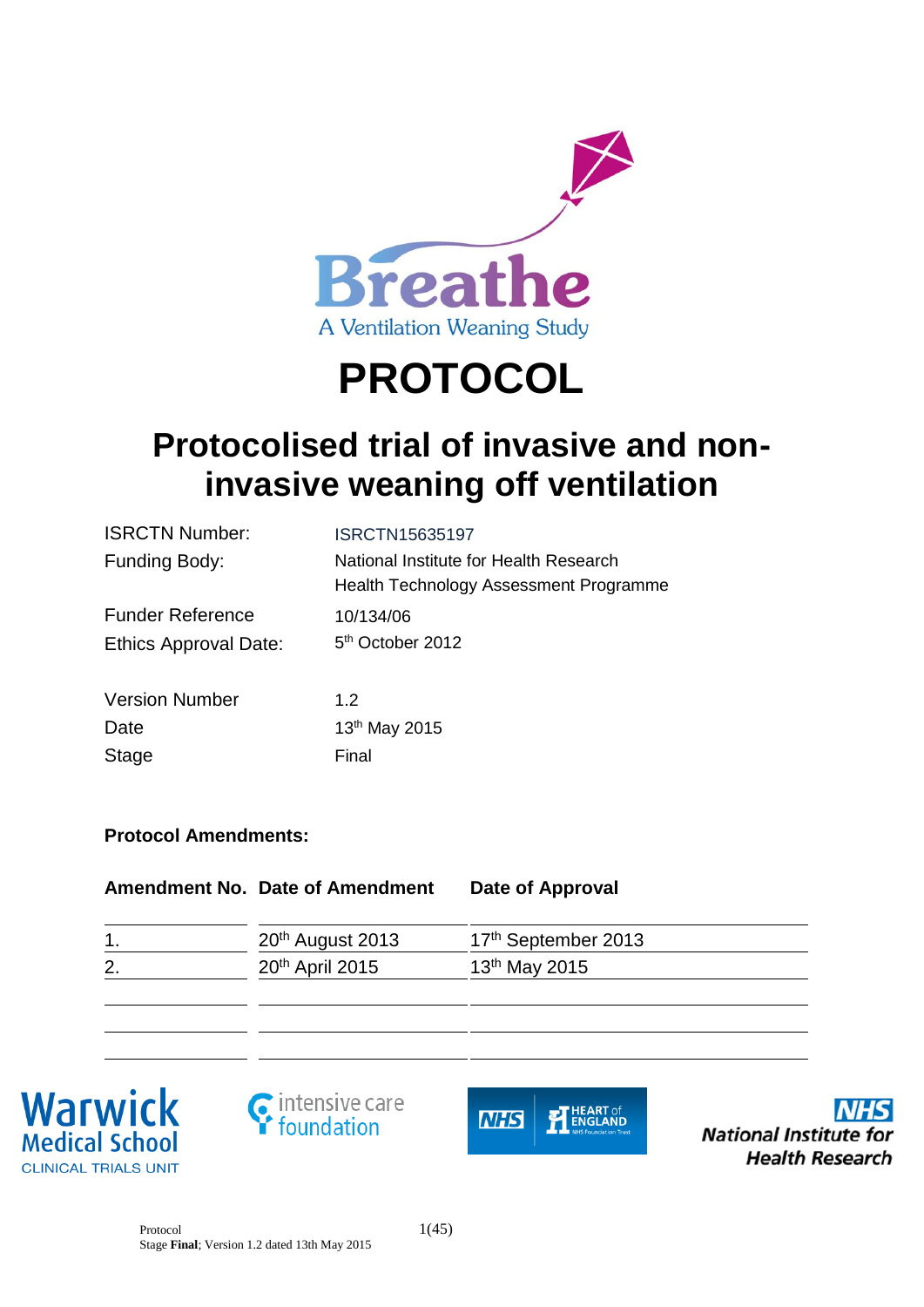Breathe

A Ventilation Weaning Study

# PROTOCOL

## Protocolised trial of invasive and non-invasive weaning off ventilation

| | |
|---|---|
| ISRCTN Number: | ISRCTN15635197 |
| Funding Body: | National Institute for Health Research<br>Health Technology Assessment Programme |
| Funder Reference | 10/134/06 |
| Ethics Approval Date: | 5th October 2012 |

| | |
|---|---|
| Version Number | 1.2 |
| Date | 13th May 2015 |
| Stage | Final |

**Protocol Amendments:**

| Amendment No. | Date of Amendment | Date of Approval |
|---|---|---|
| 1. | 20th August 2013 | 17th September 2013 |
| 2. | 20th April 2015 | 13th May 2015 |
| | | |
| | | |
| | | |

Warwick Medical School CLINICAL TRIALS UNIT

intensive care foundation

NHS HEART of ENGLAND NHS Foundation Trust

NHS National Institute for Health Research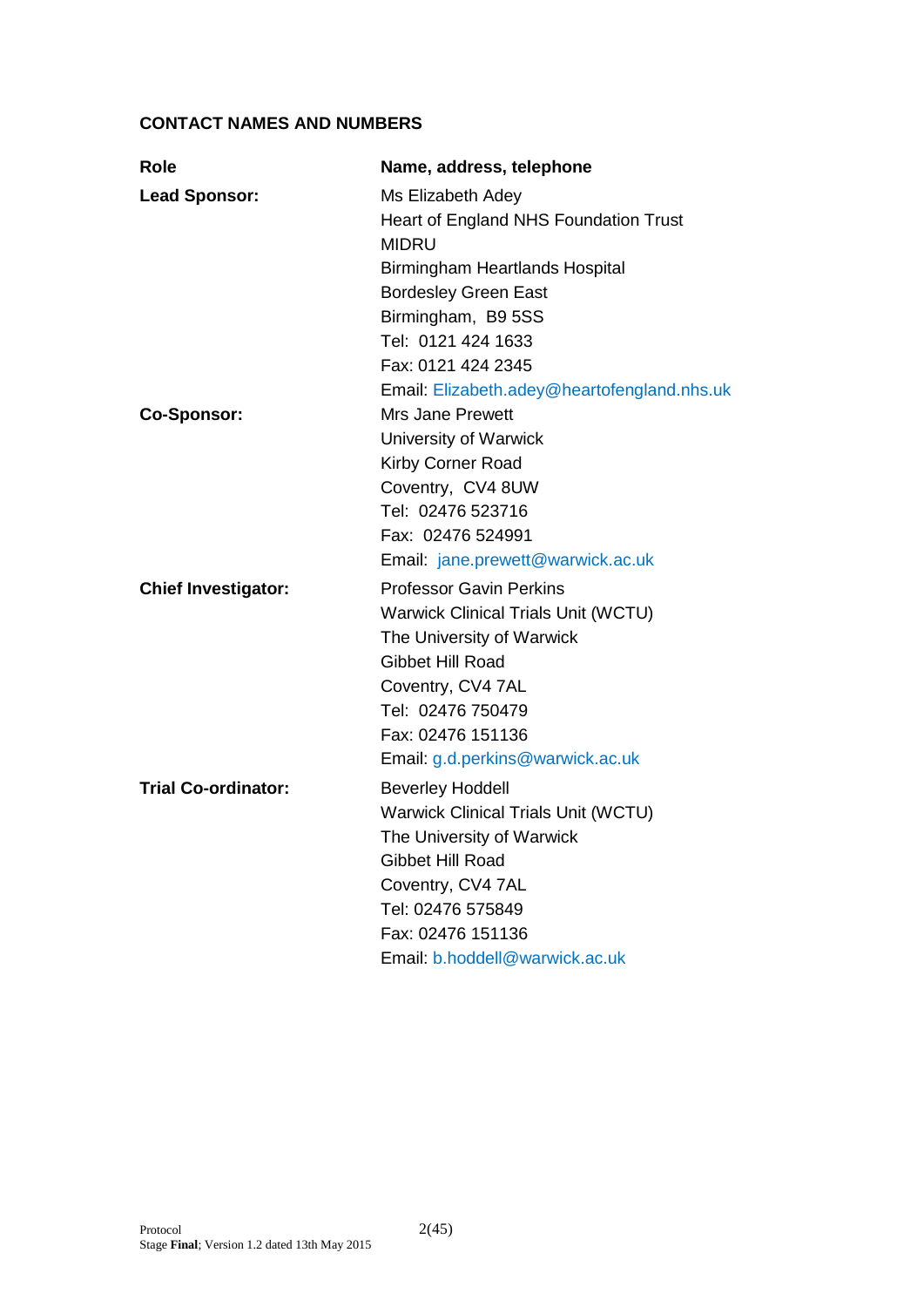## CONTACT NAMES AND NUMBERS

| Role | Name, address, telephone |
|---|---|
| **Lead Sponsor:** | Ms Elizabeth Adey<br>Heart of England NHS Foundation Trust<br>MIDRU<br>Birmingham Heartlands Hospital<br>Bordesley Green East<br>Birmingham, B9 5SS<br>Tel: 0121 424 1633<br>Fax: 0121 424 2345<br>Email: Elizabeth.adey@heartofengland.nhs.uk |
| **Co-Sponsor:** | Mrs Jane Prewett<br>University of Warwick<br>Kirby Corner Road<br>Coventry, CV4 8UW<br>Tel: 02476 523716<br>Fax: 02476 524991<br>Email: jane.prewett@warwick.ac.uk |
| **Chief Investigator:** | Professor Gavin Perkins<br>Warwick Clinical Trials Unit (WCTU)<br>The University of Warwick<br>Gibbet Hill Road<br>Coventry, CV4 7AL<br>Tel: 02476 750479<br>Fax: 02476 151136<br>Email: g.d.perkins@warwick.ac.uk |
| **Trial Co-ordinator:** | Beverley Hoddell<br>Warwick Clinical Trials Unit (WCTU)<br>The University of Warwick<br>Gibbet Hill Road<br>Coventry, CV4 7AL<br>Tel: 02476 575849<br>Fax: 02476 151136<br>Email: b.hoddell@warwick.ac.uk |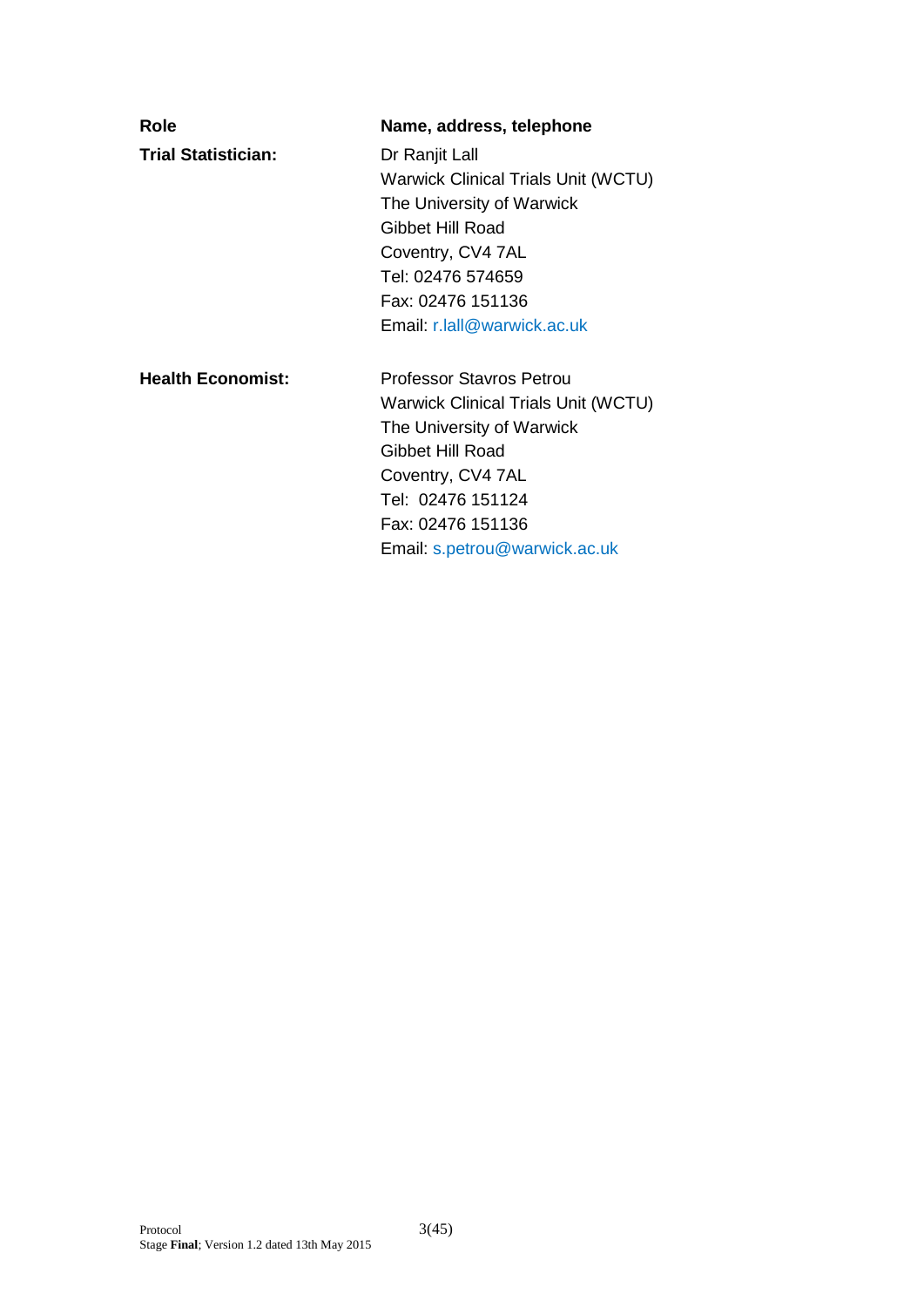| Role | Name, address, telephone |
| --- | --- |
| **Trial Statistician:** | Dr Ranjit Lall<br>Warwick Clinical Trials Unit (WCTU)<br>The University of Warwick<br>Gibbet Hill Road<br>Coventry, CV4 7AL<br>Tel: 02476 574659<br>Fax: 02476 151136<br>Email: r.lall@warwick.ac.uk |
| **Health Economist:** | Professor Stavros Petrou<br>Warwick Clinical Trials Unit (WCTU)<br>The University of Warwick<br>Gibbet Hill Road<br>Coventry, CV4 7AL<br>Tel: 02476 151124<br>Fax: 02476 151136<br>Email: s.petrou@warwick.ac.uk |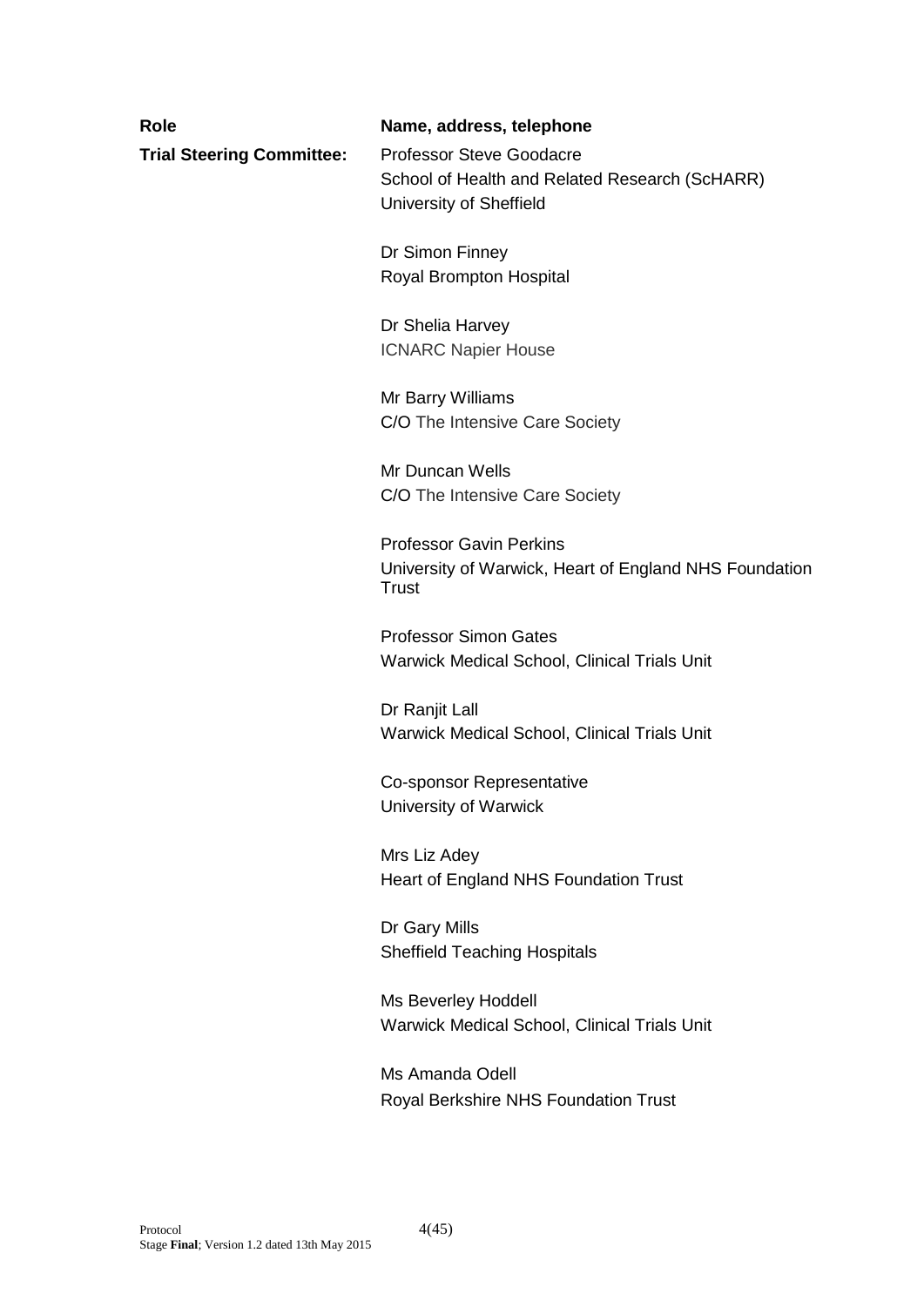| **Role** | **Name, address, telephone** |
|---|---|
| **Trial Steering Committee:** | Professor Steve Goodacre<br>School of Health and Related Research (ScHARR)<br>University of Sheffield |
| | Dr Simon Finney<br>Royal Brompton Hospital |
| | Dr Shelia Harvey<br>ICNARC Napier House |
| | Mr Barry Williams<br>C/O The Intensive Care Society |
| | Mr Duncan Wells<br>C/O The Intensive Care Society |
| | Professor Gavin Perkins<br>University of Warwick, Heart of England NHS Foundation Trust |
| | Professor Simon Gates<br>Warwick Medical School, Clinical Trials Unit |
| | Dr Ranjit Lall<br>Warwick Medical School, Clinical Trials Unit |
| | Co-sponsor Representative<br>University of Warwick |
| | Mrs Liz Adey<br>Heart of England NHS Foundation Trust |
| | Dr Gary Mills<br>Sheffield Teaching Hospitals |
| | Ms Beverley Hoddell<br>Warwick Medical School, Clinical Trials Unit |
| | Ms Amanda Odell<br>Royal Berkshire NHS Foundation Trust |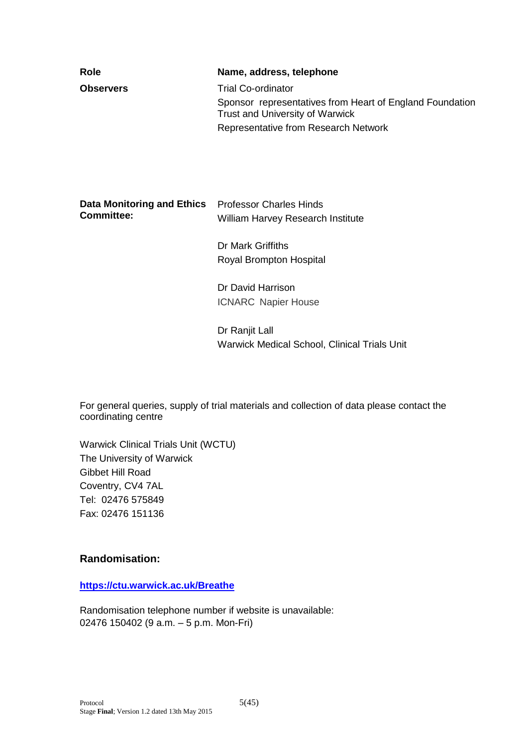| **Role** | **Name, address, telephone** |
| --- | --- |
| **Observers** | Trial Co-ordinator<br>Sponsor representatives from Heart of England Foundation Trust and University of Warwick<br>Representative from Research Network |
| **Data Monitoring and Ethics Committee:** | Professor Charles Hinds<br>William Harvey Research Institute<br><br>Dr Mark Griffiths<br>Royal Brompton Hospital<br><br>Dr David Harrison<br>ICNARC Napier House<br><br>Dr Ranjit Lall<br>Warwick Medical School, Clinical Trials Unit |

For general queries, supply of trial materials and collection of data please contact the coordinating centre

Warwick Clinical Trials Unit (WCTU)
The University of Warwick
Gibbet Hill Road
Coventry, CV4 7AL
Tel: 02476 575849
Fax: 02476 151136

### Randomisation:

**https://ctu.warwick.ac.uk/Breathe**

Randomisation telephone number if website is unavailable:
02476 150402 (9 a.m. – 5 p.m. Mon-Fri)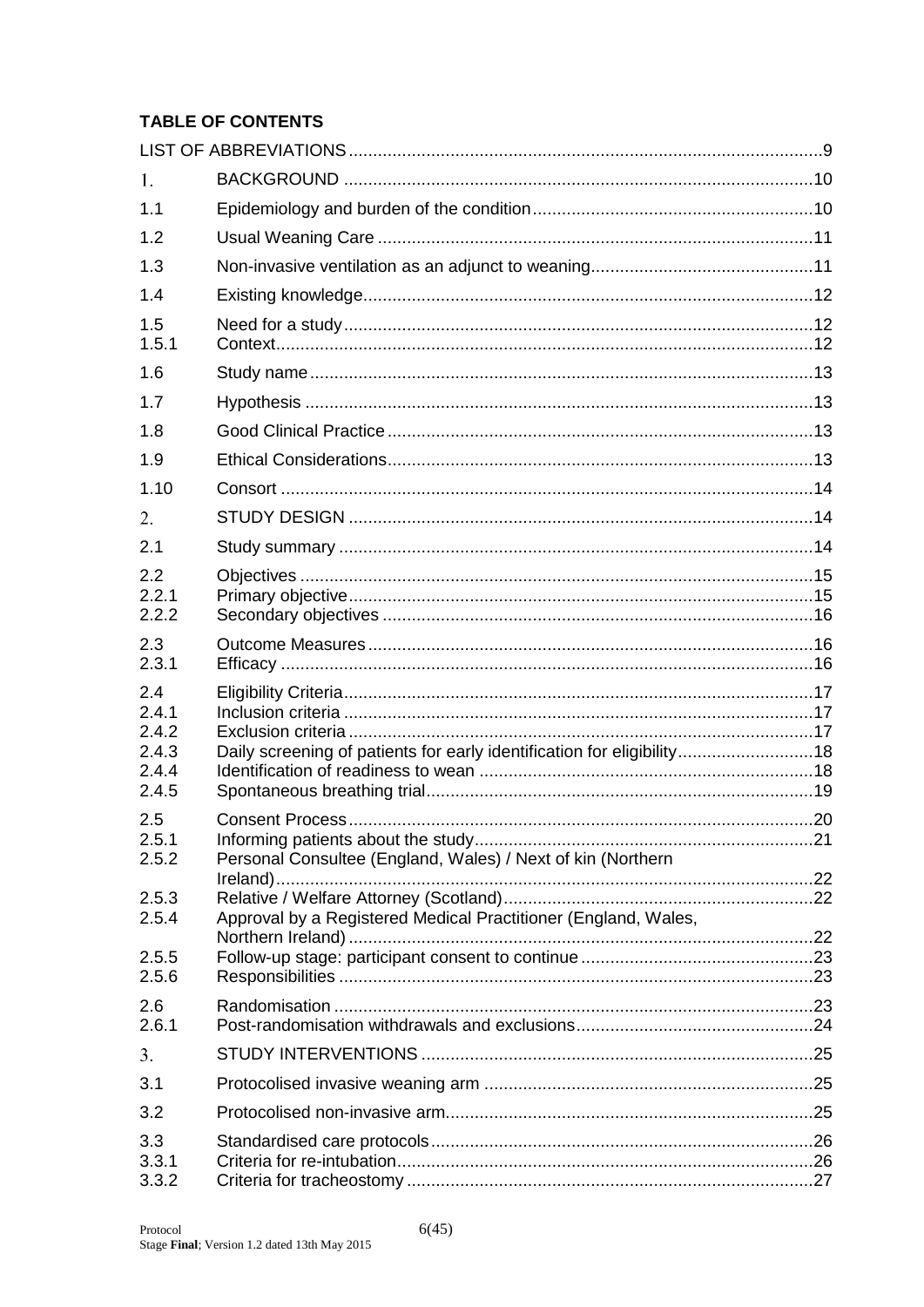**TABLE OF CONTENTS**

| | | |
|---|---|---|
| LIST OF ABBREVIATIONS | | 9 |
| 1. | BACKGROUND | 10 |
| 1.1 | Epidemiology and burden of the condition | 10 |
| 1.2 | Usual Weaning Care | 11 |
| 1.3 | Non-invasive ventilation as an adjunct to weaning | 11 |
| 1.4 | Existing knowledge | 12 |
| 1.5 | Need for a study | 12 |
| 1.5.1 | Context | 12 |
| 1.6 | Study name | 13 |
| 1.7 | Hypothesis | 13 |
| 1.8 | Good Clinical Practice | 13 |
| 1.9 | Ethical Considerations | 13 |
| 1.10 | Consort | 14 |
| 2. | STUDY DESIGN | 14 |
| 2.1 | Study summary | 14 |
| 2.2 | Objectives | 15 |
| 2.2.1 | Primary objective | 15 |
| 2.2.2 | Secondary objectives | 16 |
| 2.3 | Outcome Measures | 16 |
| 2.3.1 | Efficacy | 16 |
| 2.4 | Eligibility Criteria | 17 |
| 2.4.1 | Inclusion criteria | 17 |
| 2.4.2 | Exclusion criteria | 17 |
| 2.4.3 | Daily screening of patients for early identification for eligibility | 18 |
| 2.4.4 | Identification of readiness to wean | 18 |
| 2.4.5 | Spontaneous breathing trial | 19 |
| 2.5 | Consent Process | 20 |
| 2.5.1 | Informing patients about the study | 21 |
| 2.5.2 | Personal Consultee (England, Wales) / Next of kin (Northern Ireland) | 22 |
| 2.5.3 | Relative / Welfare Attorney (Scotland) | 22 |
| 2.5.4 | Approval by a Registered Medical Practitioner (England, Wales, Northern Ireland) | 22 |
| 2.5.5 | Follow-up stage: participant consent to continue | 23 |
| 2.5.6 | Responsibilities | 23 |
| 2.6 | Randomisation | 23 |
| 2.6.1 | Post-randomisation withdrawals and exclusions | 24 |
| 3. | STUDY INTERVENTIONS | 25 |
| 3.1 | Protocolised invasive weaning arm | 25 |
| 3.2 | Protocolised non-invasive arm | 25 |
| 3.3 | Standardised care protocols | 26 |
| 3.3.1 | Criteria for re-intubation | 26 |
| 3.3.2 | Criteria for tracheostomy | 27 |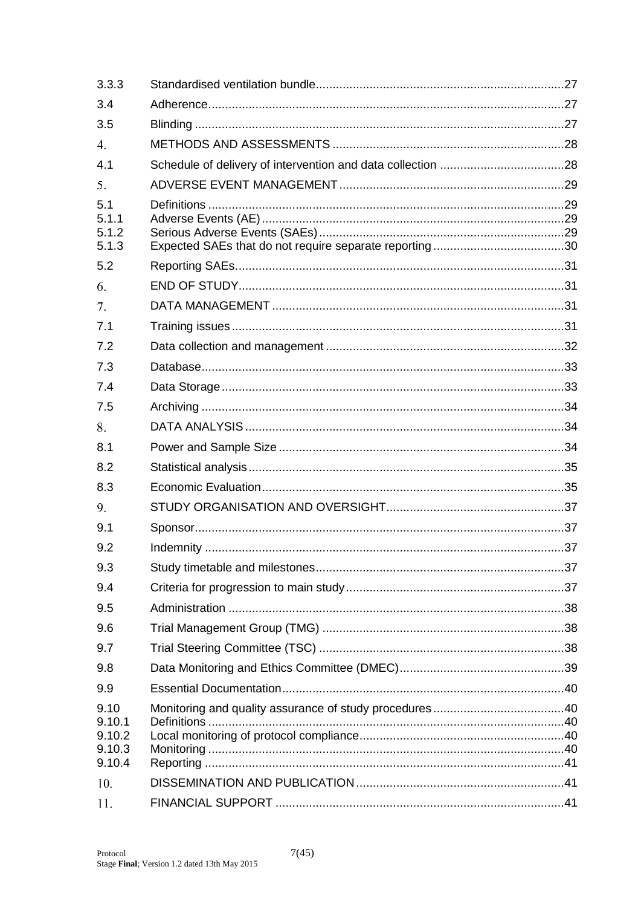| | | |
|---|---|---|
| 3.3.3 | Standardised ventilation bundle | 27 |
| 3.4 | Adherence | 27 |
| 3.5 | Blinding | 27 |
| 4. | METHODS AND ASSESSMENTS | 28 |
| 4.1 | Schedule of delivery of intervention and data collection | 28 |
| 5. | ADVERSE EVENT MANAGEMENT | 29 |
| 5.1 | Definitions | 29 |
| 5.1.1 | Adverse Events (AE) | 29 |
| 5.1.2 | Serious Adverse Events (SAEs) | 29 |
| 5.1.3 | Expected SAEs that do not require separate reporting | 30 |
| 5.2 | Reporting SAEs | 31 |
| 6. | END OF STUDY | 31 |
| 7. | DATA MANAGEMENT | 31 |
| 7.1 | Training issues | 31 |
| 7.2 | Data collection and management | 32 |
| 7.3 | Database | 33 |
| 7.4 | Data Storage | 33 |
| 7.5 | Archiving | 34 |
| 8. | DATA ANALYSIS | 34 |
| 8.1 | Power and Sample Size | 34 |
| 8.2 | Statistical analysis | 35 |
| 8.3 | Economic Evaluation | 35 |
| 9. | STUDY ORGANISATION AND OVERSIGHT | 37 |
| 9.1 | Sponsor | 37 |
| 9.2 | Indemnity | 37 |
| 9.3 | Study timetable and milestones | 37 |
| 9.4 | Criteria for progression to main study | 37 |
| 9.5 | Administration | 38 |
| 9.6 | Trial Management Group (TMG) | 38 |
| 9.7 | Trial Steering Committee (TSC) | 38 |
| 9.8 | Data Monitoring and Ethics Committee (DMEC) | 39 |
| 9.9 | Essential Documentation | 40 |
| 9.10 | Monitoring and quality assurance of study procedures | 40 |
| 9.10.1 | Definitions | 40 |
| 9.10.2 | Local monitoring of protocol compliance | 40 |
| 9.10.3 | Monitoring | 40 |
| 9.10.4 | Reporting | 41 |
| 10. | DISSEMINATION AND PUBLICATION | 41 |
| 11. | FINANCIAL SUPPORT | 41 |

Protocol
Stage **Final**; Version 1.2 dated 13th May 2015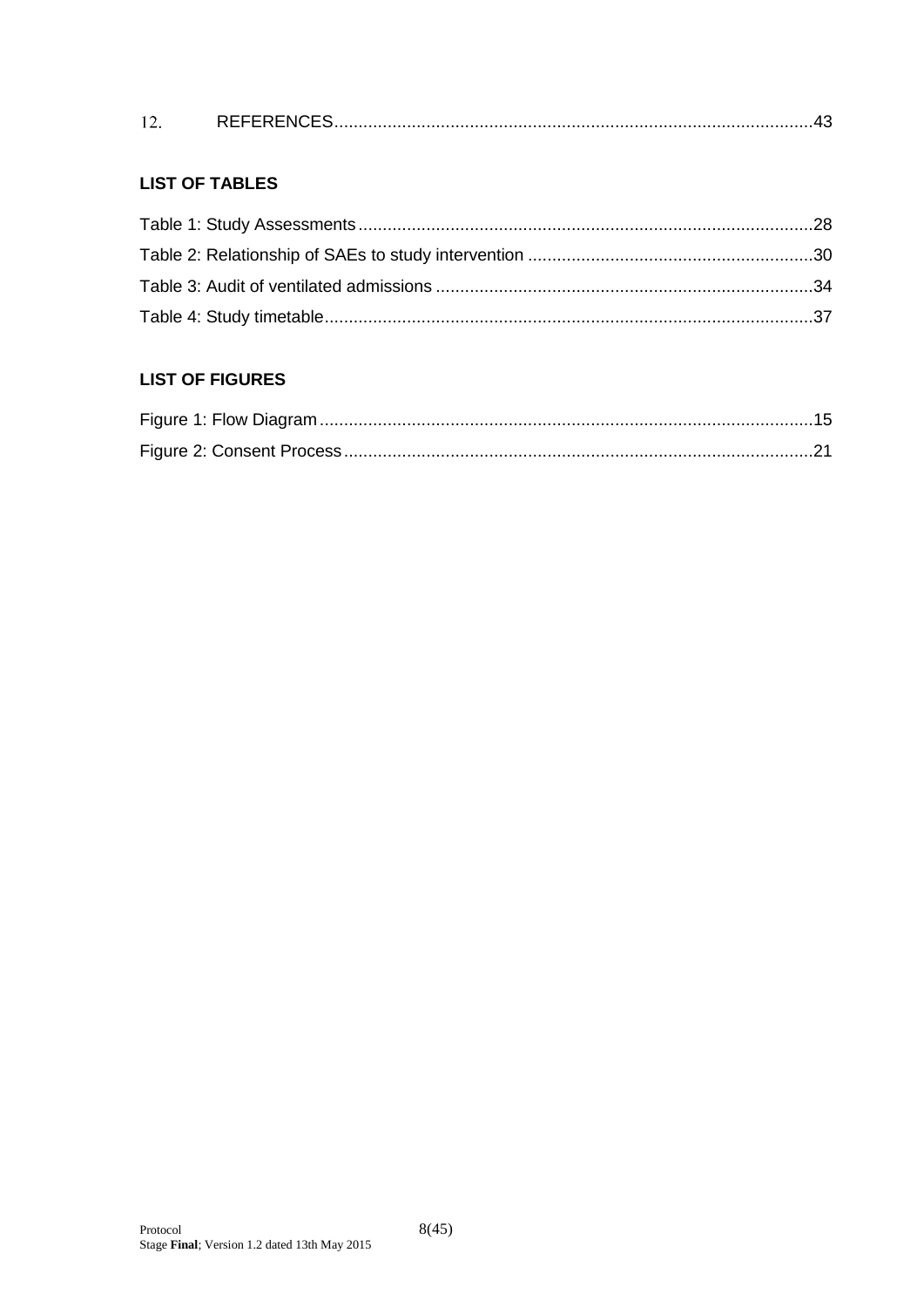12. REFERENCES..................................................................................................43

**LIST OF TABLES**

Table 1: Study Assessments.............................................................................................28

Table 2: Relationship of SAEs to study intervention ..........................................................30

Table 3: Audit of ventilated admissions .............................................................................34

Table 4: Study timetable....................................................................................................37

**LIST OF FIGURES**

Figure 1: Flow Diagram.....................................................................................................15

Figure 2: Consent Process................................................................................................21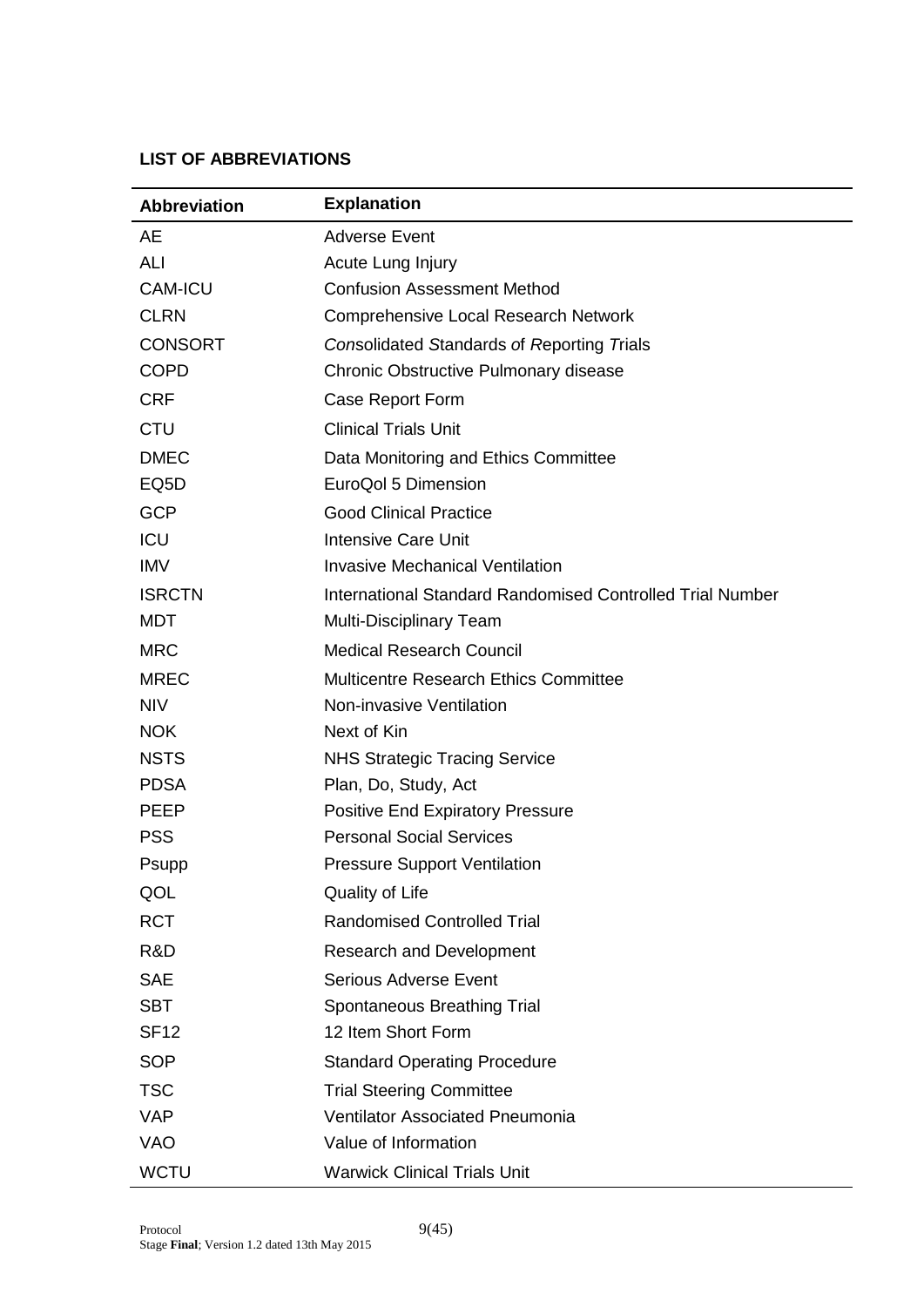**LIST OF ABBREVIATIONS**

| Abbreviation | Explanation |
| --- | --- |
| AE | Adverse Event |
| ALI | Acute Lung Injury |
| CAM-ICU | Confusion Assessment Method |
| CLRN | Comprehensive Local Research Network |
| CONSORT | *Con*solidated *S*tandards *o*f *R*eporting *T*rials |
| COPD | Chronic Obstructive Pulmonary disease |
| CRF | Case Report Form |
| CTU | Clinical Trials Unit |
| DMEC | Data Monitoring and Ethics Committee |
| EQ5D | EuroQol 5 Dimension |
| GCP | Good Clinical Practice |
| ICU | Intensive Care Unit |
| IMV | Invasive Mechanical Ventilation |
| ISRCTN | International Standard Randomised Controlled Trial Number |
| MDT | Multi-Disciplinary Team |
| MRC | Medical Research Council |
| MREC | Multicentre Research Ethics Committee |
| NIV | Non-invasive Ventilation |
| NOK | Next of Kin |
| NSTS | NHS Strategic Tracing Service |
| PDSA | Plan, Do, Study, Act |
| PEEP | Positive End Expiratory Pressure |
| PSS | Personal Social Services |
| Psupp | Pressure Support Ventilation |
| QOL | Quality of Life |
| RCT | Randomised Controlled Trial |
| R&D | Research and Development |
| SAE | Serious Adverse Event |
| SBT | Spontaneous Breathing Trial |
| SF12 | 12 Item Short Form |
| SOP | Standard Operating Procedure |
| TSC | Trial Steering Committee |
| VAP | Ventilator Associated Pneumonia |
| VAO | Value of Information |
| WCTU | Warwick Clinical Trials Unit |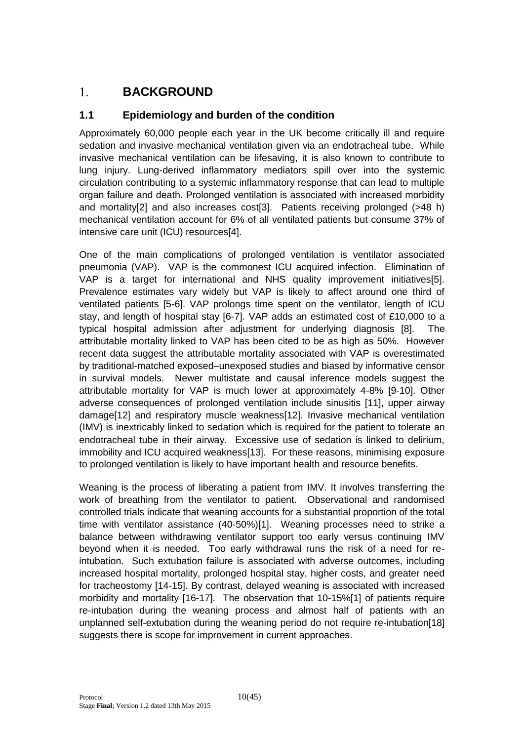# 1. BACKGROUND

## 1.1 Epidemiology and burden of the condition

Approximately 60,000 people each year in the UK become critically ill and require sedation and invasive mechanical ventilation given via an endotracheal tube. While invasive mechanical ventilation can be lifesaving, it is also known to contribute to lung injury. Lung-derived inflammatory mediators spill over into the systemic circulation contributing to a systemic inflammatory response that can lead to multiple organ failure and death. Prolonged ventilation is associated with increased morbidity and mortality[2] and also increases cost[3]. Patients receiving prolonged (>48 h) mechanical ventilation account for 6% of all ventilated patients but consume 37% of intensive care unit (ICU) resources[4].

One of the main complications of prolonged ventilation is ventilator associated pneumonia (VAP). VAP is the commonest ICU acquired infection. Elimination of VAP is a target for international and NHS quality improvement initiatives[5]. Prevalence estimates vary widely but VAP is likely to affect around one third of ventilated patients [5-6]. VAP prolongs time spent on the ventilator, length of ICU stay, and length of hospital stay [6-7]. VAP adds an estimated cost of £10,000 to a typical hospital admission after adjustment for underlying diagnosis [8]. The attributable mortality linked to VAP has been cited to be as high as 50%. However recent data suggest the attributable mortality associated with VAP is overestimated by traditional-matched exposed–unexposed studies and biased by informative censor in survival models. Newer multistate and causal inference models suggest the attributable mortality for VAP is much lower at approximately 4-8% [9-10]. Other adverse consequences of prolonged ventilation include sinusitis [11], upper airway damage[12] and respiratory muscle weakness[12]. Invasive mechanical ventilation (IMV) is inextricably linked to sedation which is required for the patient to tolerate an endotracheal tube in their airway. Excessive use of sedation is linked to delirium, immobility and ICU acquired weakness[13]. For these reasons, minimising exposure to prolonged ventilation is likely to have important health and resource benefits.

Weaning is the process of liberating a patient from IMV. It involves transferring the work of breathing from the ventilator to patient. Observational and randomised controlled trials indicate that weaning accounts for a substantial proportion of the total time with ventilator assistance (40-50%)[1]. Weaning processes need to strike a balance between withdrawing ventilator support too early versus continuing IMV beyond when it is needed. Too early withdrawal runs the risk of a need for re-intubation. Such extubation failure is associated with adverse outcomes, including increased hospital mortality, prolonged hospital stay, higher costs, and greater need for tracheostomy [14-15]. By contrast, delayed weaning is associated with increased morbidity and mortality [16-17]. The observation that 10-15%[1] of patients require re-intubation during the weaning process and almost half of patients with an unplanned self-extubation during the weaning period do not require re-intubation[18] suggests there is scope for improvement in current approaches.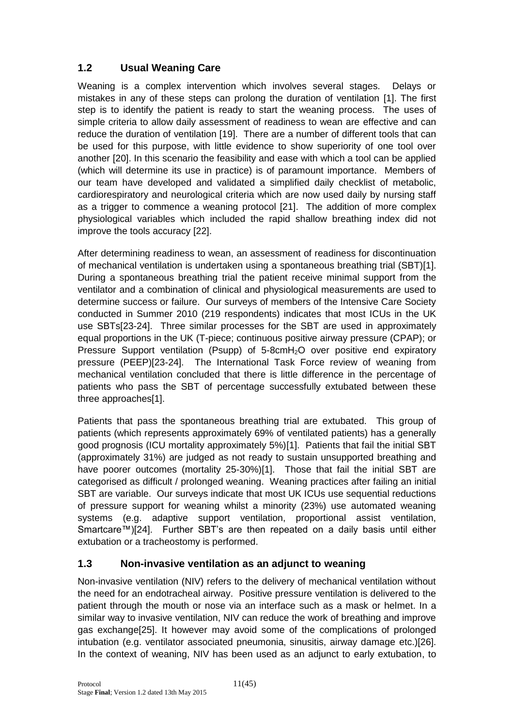## 1.2 Usual Weaning Care

Weaning is a complex intervention which involves several stages. Delays or mistakes in any of these steps can prolong the duration of ventilation [1]. The first step is to identify the patient is ready to start the weaning process. The uses of simple criteria to allow daily assessment of readiness to wean are effective and can reduce the duration of ventilation [19]. There are a number of different tools that can be used for this purpose, with little evidence to show superiority of one tool over another [20]. In this scenario the feasibility and ease with which a tool can be applied (which will determine its use in practice) is of paramount importance. Members of our team have developed and validated a simplified daily checklist of metabolic, cardiorespiratory and neurological criteria which are now used daily by nursing staff as a trigger to commence a weaning protocol [21]. The addition of more complex physiological variables which included the rapid shallow breathing index did not improve the tools accuracy [22].

After determining readiness to wean, an assessment of readiness for discontinuation of mechanical ventilation is undertaken using a spontaneous breathing trial (SBT)[1]. During a spontaneous breathing trial the patient receive minimal support from the ventilator and a combination of clinical and physiological measurements are used to determine success or failure. Our surveys of members of the Intensive Care Society conducted in Summer 2010 (219 respondents) indicates that most ICUs in the UK use SBTs[23-24]. Three similar processes for the SBT are used in approximately equal proportions in the UK (T-piece; continuous positive airway pressure (CPAP); or Pressure Support ventilation (Psupp) of 5-8cm$H_2O$ over positive end expiratory pressure (PEEP)[23-24]. The International Task Force review of weaning from mechanical ventilation concluded that there is little difference in the percentage of patients who pass the SBT of percentage successfully extubated between these three approaches[1].

Patients that pass the spontaneous breathing trial are extubated. This group of patients (which represents approximately 69% of ventilated patients) has a generally good prognosis (ICU mortality approximately 5%)[1]. Patients that fail the initial SBT (approximately 31%) are judged as not ready to sustain unsupported breathing and have poorer outcomes (mortality 25-30%)[1]. Those that fail the initial SBT are categorised as difficult / prolonged weaning. Weaning practices after failing an initial SBT are variable. Our surveys indicate that most UK ICUs use sequential reductions of pressure support for weaning whilst a minority (23%) use automated weaning systems (e.g. adaptive support ventilation, proportional assist ventilation, Smartcare™)[24]. Further SBT's are then repeated on a daily basis until either extubation or a tracheostomy is performed.

## 1.3 Non-invasive ventilation as an adjunct to weaning

Non-invasive ventilation (NIV) refers to the delivery of mechanical ventilation without the need for an endotracheal airway. Positive pressure ventilation is delivered to the patient through the mouth or nose via an interface such as a mask or helmet. In a similar way to invasive ventilation, NIV can reduce the work of breathing and improve gas exchange[25]. It however may avoid some of the complications of prolonged intubation (e.g. ventilator associated pneumonia, sinusitis, airway damage etc.)[26]. In the context of weaning, NIV has been used as an adjunct to early extubation, to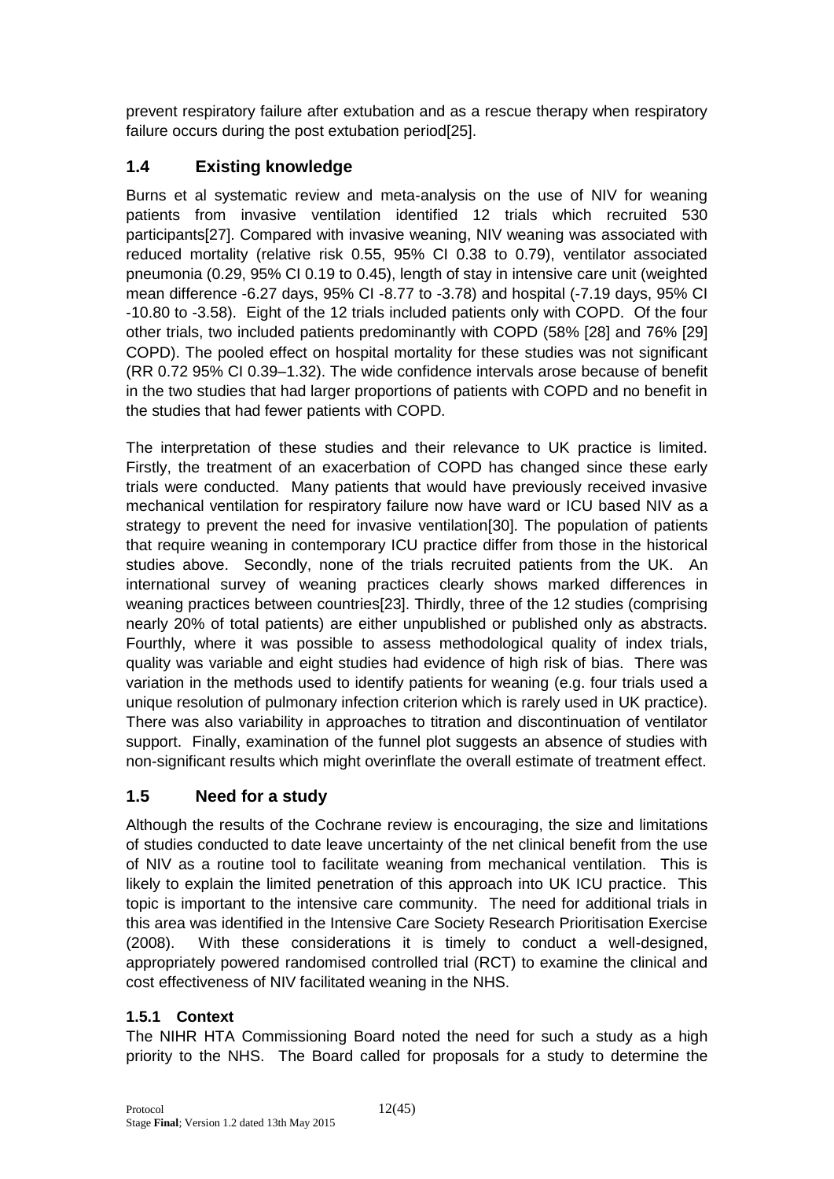prevent respiratory failure after extubation and as a rescue therapy when respiratory failure occurs during the post extubation period[25].

## 1.4 Existing knowledge

Burns et al systematic review and meta-analysis on the use of NIV for weaning patients from invasive ventilation identified 12 trials which recruited 530 participants[27]. Compared with invasive weaning, NIV weaning was associated with reduced mortality (relative risk 0.55, 95% CI 0.38 to 0.79), ventilator associated pneumonia (0.29, 95% CI 0.19 to 0.45), length of stay in intensive care unit (weighted mean difference -6.27 days, 95% CI -8.77 to -3.78) and hospital (-7.19 days, 95% CI -10.80 to -3.58). Eight of the 12 trials included patients only with COPD. Of the four other trials, two included patients predominantly with COPD (58% [28] and 76% [29] COPD). The pooled effect on hospital mortality for these studies was not significant (RR 0.72 95% CI 0.39–1.32). The wide confidence intervals arose because of benefit in the two studies that had larger proportions of patients with COPD and no benefit in the studies that had fewer patients with COPD.

The interpretation of these studies and their relevance to UK practice is limited. Firstly, the treatment of an exacerbation of COPD has changed since these early trials were conducted. Many patients that would have previously received invasive mechanical ventilation for respiratory failure now have ward or ICU based NIV as a strategy to prevent the need for invasive ventilation[30]. The population of patients that require weaning in contemporary ICU practice differ from those in the historical studies above. Secondly, none of the trials recruited patients from the UK. An international survey of weaning practices clearly shows marked differences in weaning practices between countries[23]. Thirdly, three of the 12 studies (comprising nearly 20% of total patients) are either unpublished or published only as abstracts. Fourthly, where it was possible to assess methodological quality of index trials, quality was variable and eight studies had evidence of high risk of bias. There was variation in the methods used to identify patients for weaning (e.g. four trials used a unique resolution of pulmonary infection criterion which is rarely used in UK practice). There was also variability in approaches to titration and discontinuation of ventilator support. Finally, examination of the funnel plot suggests an absence of studies with non-significant results which might overinflate the overall estimate of treatment effect.

## 1.5 Need for a study

Although the results of the Cochrane review is encouraging, the size and limitations of studies conducted to date leave uncertainty of the net clinical benefit from the use of NIV as a routine tool to facilitate weaning from mechanical ventilation. This is likely to explain the limited penetration of this approach into UK ICU practice. This topic is important to the intensive care community. The need for additional trials in this area was identified in the Intensive Care Society Research Prioritisation Exercise (2008). With these considerations it is timely to conduct a well-designed, appropriately powered randomised controlled trial (RCT) to examine the clinical and cost effectiveness of NIV facilitated weaning in the NHS.

### 1.5.1 Context

The NIHR HTA Commissioning Board noted the need for such a study as a high priority to the NHS. The Board called for proposals for a study to determine the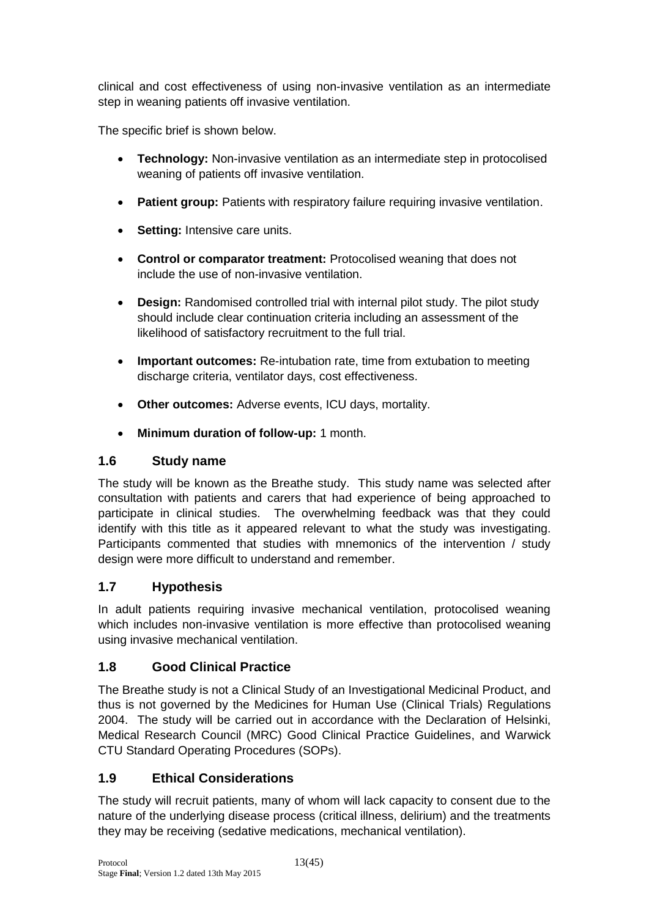clinical and cost effectiveness of using non-invasive ventilation as an intermediate step in weaning patients off invasive ventilation.

The specific brief is shown below.

- **Technology:** Non-invasive ventilation as an intermediate step in protocolised weaning of patients off invasive ventilation.
- **Patient group:** Patients with respiratory failure requiring invasive ventilation.
- **Setting:** Intensive care units.
- **Control or comparator treatment:** Protocolised weaning that does not include the use of non-invasive ventilation.
- **Design:** Randomised controlled trial with internal pilot study. The pilot study should include clear continuation criteria including an assessment of the likelihood of satisfactory recruitment to the full trial.
- **Important outcomes:** Re-intubation rate, time from extubation to meeting discharge criteria, ventilator days, cost effectiveness.
- **Other outcomes:** Adverse events, ICU days, mortality.
- **Minimum duration of follow-up:** 1 month.

## 1.6 Study name

The study will be known as the Breathe study. This study name was selected after consultation with patients and carers that had experience of being approached to participate in clinical studies. The overwhelming feedback was that they could identify with this title as it appeared relevant to what the study was investigating. Participants commented that studies with mnemonics of the intervention / study design were more difficult to understand and remember.

## 1.7 Hypothesis

In adult patients requiring invasive mechanical ventilation, protocolised weaning which includes non-invasive ventilation is more effective than protocolised weaning using invasive mechanical ventilation.

## 1.8 Good Clinical Practice

The Breathe study is not a Clinical Study of an Investigational Medicinal Product, and thus is not governed by the Medicines for Human Use (Clinical Trials) Regulations 2004. The study will be carried out in accordance with the Declaration of Helsinki, Medical Research Council (MRC) Good Clinical Practice Guidelines, and Warwick CTU Standard Operating Procedures (SOPs).

## 1.9 Ethical Considerations

The study will recruit patients, many of whom will lack capacity to consent due to the nature of the underlying disease process (critical illness, delirium) and the treatments they may be receiving (sedative medications, mechanical ventilation).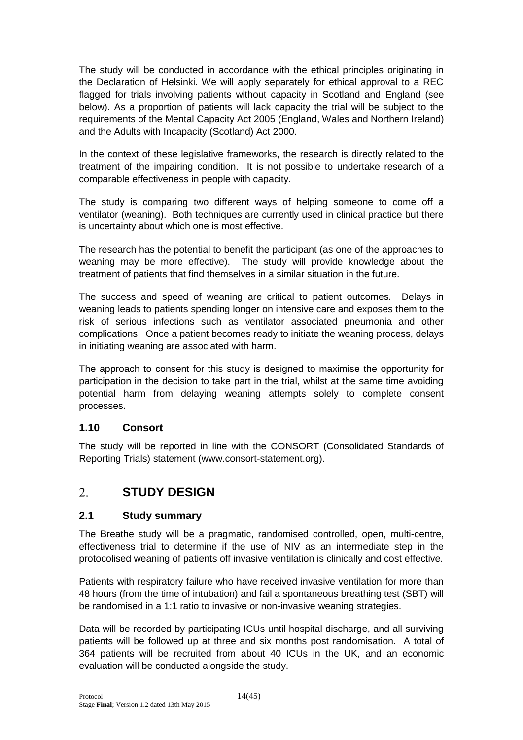The study will be conducted in accordance with the ethical principles originating in the Declaration of Helsinki. We will apply separately for ethical approval to a REC flagged for trials involving patients without capacity in Scotland and England (see below). As a proportion of patients will lack capacity the trial will be subject to the requirements of the Mental Capacity Act 2005 (England, Wales and Northern Ireland) and the Adults with Incapacity (Scotland) Act 2000.

In the context of these legislative frameworks, the research is directly related to the treatment of the impairing condition. It is not possible to undertake research of a comparable effectiveness in people with capacity.

The study is comparing two different ways of helping someone to come off a ventilator (weaning). Both techniques are currently used in clinical practice but there is uncertainty about which one is most effective.

The research has the potential to benefit the participant (as one of the approaches to weaning may be more effective). The study will provide knowledge about the treatment of patients that find themselves in a similar situation in the future.

The success and speed of weaning are critical to patient outcomes. Delays in weaning leads to patients spending longer on intensive care and exposes them to the risk of serious infections such as ventilator associated pneumonia and other complications. Once a patient becomes ready to initiate the weaning process, delays in initiating weaning are associated with harm.

The approach to consent for this study is designed to maximise the opportunity for participation in the decision to take part in the trial, whilst at the same time avoiding potential harm from delaying weaning attempts solely to complete consent processes.

### 1.10 Consort

The study will be reported in line with the CONSORT (Consolidated Standards of Reporting Trials) statement (www.consort-statement.org).

## 2. STUDY DESIGN

### 2.1 Study summary

The Breathe study will be a pragmatic, randomised controlled, open, multi-centre, effectiveness trial to determine if the use of NIV as an intermediate step in the protocolised weaning of patients off invasive ventilation is clinically and cost effective.

Patients with respiratory failure who have received invasive ventilation for more than 48 hours (from the time of intubation) and fail a spontaneous breathing test (SBT) will be randomised in a 1:1 ratio to invasive or non-invasive weaning strategies.

Data will be recorded by participating ICUs until hospital discharge, and all surviving patients will be followed up at three and six months post randomisation. A total of 364 patients will be recruited from about 40 ICUs in the UK, and an economic evaluation will be conducted alongside the study.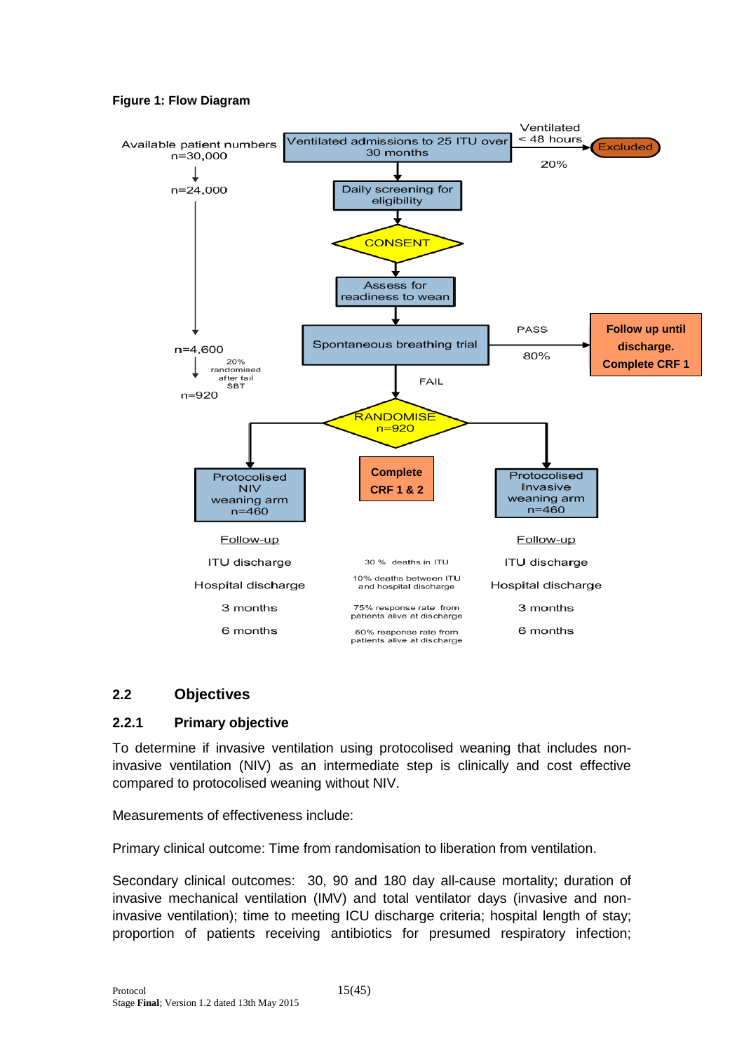**Figure 1: Flow Diagram**

Available patient numbers n=30,000 → Ventilated admissions to 25 ITU over 30 months → (Ventilated < 48 hours, 20%) → Excluded

n=24,000 → Daily screening for eligibility → CONSENT → Assess for readiness to wean → Spontaneous breathing trial → PASS 80% → Follow up until discharge. Complete CRF 1

n=4,600 → 20% randomised after fail SBT → n=920

Spontaneous breathing trial → FAIL → RANDOMISE n=920

- Protocolised NIV weaning arm n=460
- Complete CRF 1 & 2
- Protocolised Invasive weaning arm n=460

| Follow-up | | Follow-up |
|---|---|---|
| ITU discharge | 30 % deaths in ITU | ITU discharge |
| Hospital discharge | 10% deaths between ITU and hospital discharge | Hospital discharge |
| 3 months | 75% response rate from patients alive at discharge | 3 months |
| 6 months | 60% response rate from patients alive at discharge | 6 months |

## 2.2 Objectives

### 2.2.1 Primary objective

To determine if invasive ventilation using protocolised weaning that includes non-invasive ventilation (NIV) as an intermediate step is clinically and cost effective compared to protocolised weaning without NIV.

Measurements of effectiveness include:

Primary clinical outcome: Time from randomisation to liberation from ventilation.

Secondary clinical outcomes: 30, 90 and 180 day all-cause mortality; duration of invasive mechanical ventilation (IMV) and total ventilator days (invasive and non-invasive ventilation); time to meeting ICU discharge criteria; hospital length of stay; proportion of patients receiving antibiotics for presumed respiratory infection;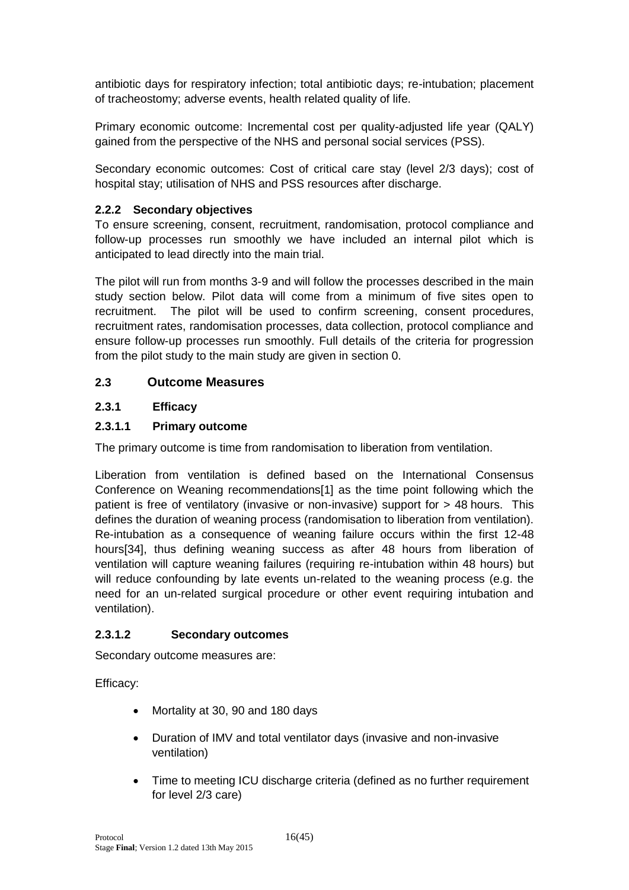antibiotic days for respiratory infection; total antibiotic days; re-intubation; placement of tracheostomy; adverse events, health related quality of life.

Primary economic outcome: Incremental cost per quality-adjusted life year (QALY) gained from the perspective of the NHS and personal social services (PSS).

Secondary economic outcomes: Cost of critical care stay (level 2/3 days); cost of hospital stay; utilisation of NHS and PSS resources after discharge.

### 2.2.2 Secondary objectives

To ensure screening, consent, recruitment, randomisation, protocol compliance and follow-up processes run smoothly we have included an internal pilot which is anticipated to lead directly into the main trial.

The pilot will run from months 3-9 and will follow the processes described in the main study section below. Pilot data will come from a minimum of five sites open to recruitment. The pilot will be used to confirm screening, consent procedures, recruitment rates, randomisation processes, data collection, protocol compliance and ensure follow-up processes run smoothly. Full details of the criteria for progression from the pilot study to the main study are given in section 0.

## 2.3 Outcome Measures

### 2.3.1 Efficacy

#### 2.3.1.1 Primary outcome

The primary outcome is time from randomisation to liberation from ventilation.

Liberation from ventilation is defined based on the International Consensus Conference on Weaning recommendations[1] as the time point following which the patient is free of ventilatory (invasive or non-invasive) support for > 48 hours. This defines the duration of weaning process (randomisation to liberation from ventilation). Re-intubation as a consequence of weaning failure occurs within the first 12-48 hours[34], thus defining weaning success as after 48 hours from liberation of ventilation will capture weaning failures (requiring re-intubation within 48 hours) but will reduce confounding by late events un-related to the weaning process (e.g. the need for an un-related surgical procedure or other event requiring intubation and ventilation).

#### 2.3.1.2 Secondary outcomes

Secondary outcome measures are:

Efficacy:

- Mortality at 30, 90 and 180 days
- Duration of IMV and total ventilator days (invasive and non-invasive ventilation)
- Time to meeting ICU discharge criteria (defined as no further requirement for level 2/3 care)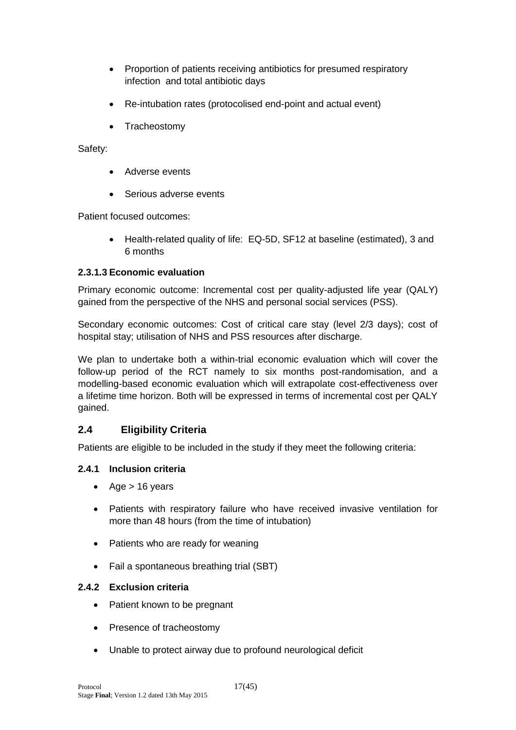- Proportion of patients receiving antibiotics for presumed respiratory infection and total antibiotic days
- Re-intubation rates (protocolised end-point and actual event)
- Tracheostomy

Safety:

- Adverse events
- Serious adverse events

Patient focused outcomes:

- Health-related quality of life: EQ-5D, SF12 at baseline (estimated), 3 and 6 months

#### 2.3.1.3 Economic evaluation

Primary economic outcome: Incremental cost per quality-adjusted life year (QALY) gained from the perspective of the NHS and personal social services (PSS).

Secondary economic outcomes: Cost of critical care stay (level 2/3 days); cost of hospital stay; utilisation of NHS and PSS resources after discharge.

We plan to undertake both a within-trial economic evaluation which will cover the follow-up period of the RCT namely to six months post-randomisation, and a modelling-based economic evaluation which will extrapolate cost-effectiveness over a lifetime time horizon. Both will be expressed in terms of incremental cost per QALY gained.

## 2.4 Eligibility Criteria

Patients are eligible to be included in the study if they meet the following criteria:

### 2.4.1 Inclusion criteria

- Age > 16 years
- Patients with respiratory failure who have received invasive ventilation for more than 48 hours (from the time of intubation)
- Patients who are ready for weaning
- Fail a spontaneous breathing trial (SBT)

### 2.4.2 Exclusion criteria

- Patient known to be pregnant
- Presence of tracheostomy
- Unable to protect airway due to profound neurological deficit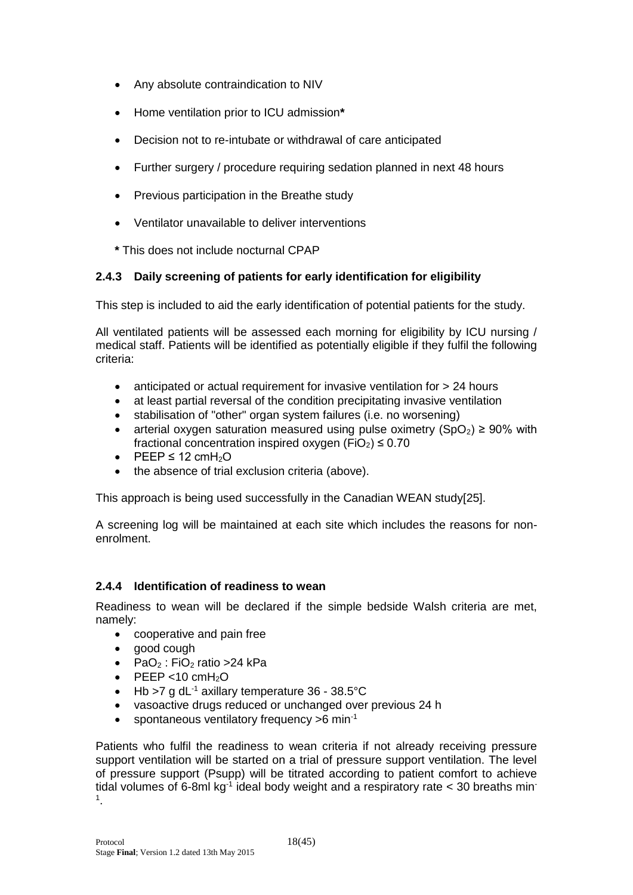- Any absolute contraindication to NIV
- Home ventilation prior to ICU admission**\***
- Decision not to re-intubate or withdrawal of care anticipated
- Further surgery / procedure requiring sedation planned in next 48 hours
- Previous participation in the Breathe study
- Ventilator unavailable to deliver interventions

**\*** This does not include nocturnal CPAP

### 2.4.3 Daily screening of patients for early identification for eligibility

This step is included to aid the early identification of potential patients for the study.

All ventilated patients will be assessed each morning for eligibility by ICU nursing / medical staff. Patients will be identified as potentially eligible if they fulfil the following criteria:

- anticipated or actual requirement for invasive ventilation for > 24 hours
- at least partial reversal of the condition precipitating invasive ventilation
- stabilisation of "other" organ system failures (i.e. no worsening)
- arterial oxygen saturation measured using pulse oximetry ($SpO_2$) ≥ 90% with fractional concentration inspired oxygen ($FiO_2$) ≤ 0.70
- PEEP ≤ 12 cm$H_2O$
- the absence of trial exclusion criteria (above).

This approach is being used successfully in the Canadian WEAN study[25].

A screening log will be maintained at each site which includes the reasons for non-enrolment.

### 2.4.4 Identification of readiness to wean

Readiness to wean will be declared if the simple bedside Walsh criteria are met, namely:

- cooperative and pain free
- good cough
- $PaO_2$ : $FiO_2$ ratio >24 kPa
- PEEP <10 cm$H_2O$
- Hb >7 g $dL^{-1}$ axillary temperature 36 - 38.5°C
- vasoactive drugs reduced or unchanged over previous 24 h
- spontaneous ventilatory frequency >6 $min^{-1}$

Patients who fulfil the readiness to wean criteria if not already receiving pressure support ventilation will be started on a trial of pressure support ventilation. The level of pressure support (Psupp) will be titrated according to patient comfort to achieve tidal volumes of 6-8ml $kg^{-1}$ ideal body weight and a respiratory rate < 30 breaths $min^{-1}$.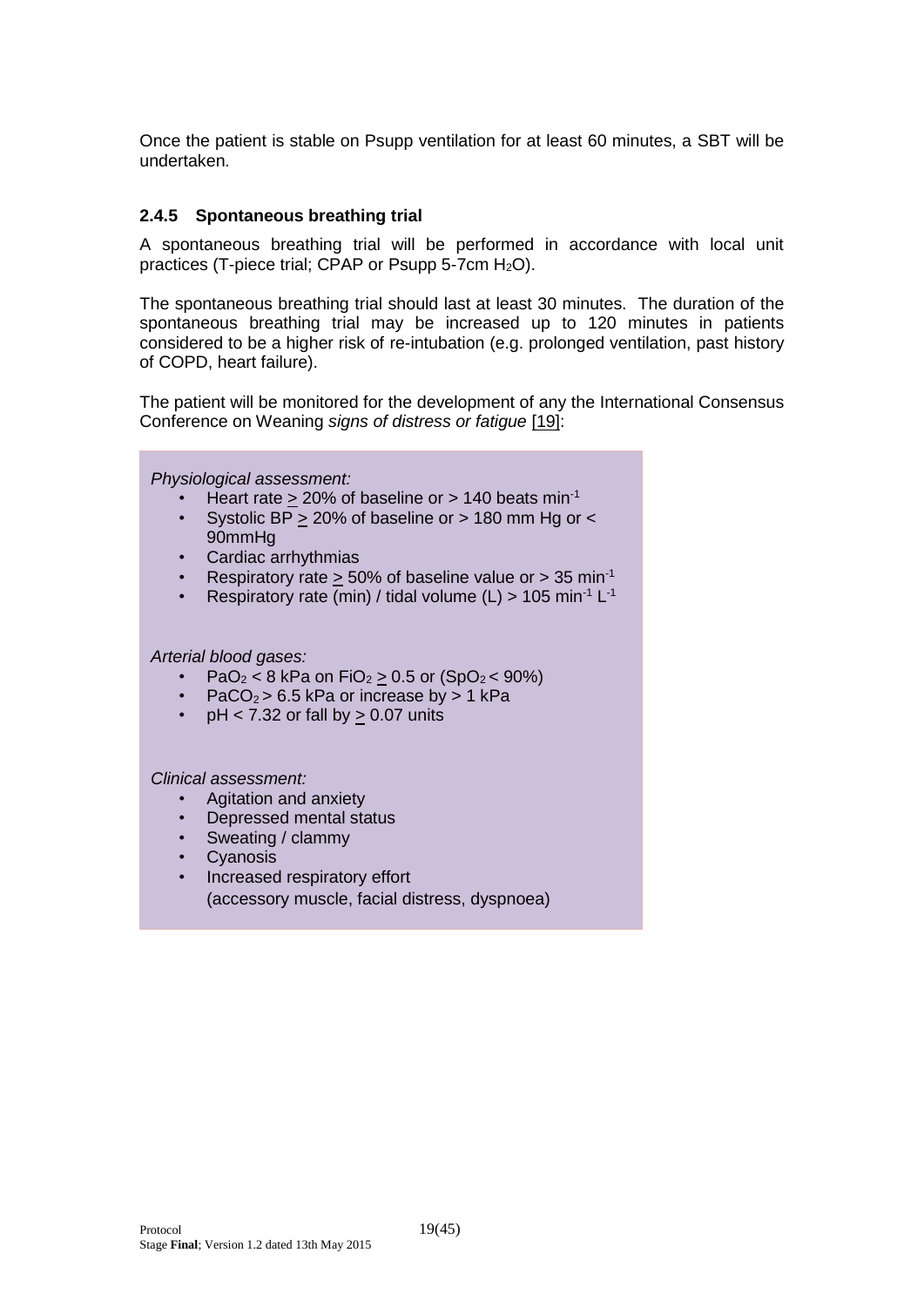Once the patient is stable on Psupp ventilation for at least 60 minutes, a SBT will be undertaken.

### 2.4.5 Spontaneous breathing trial

A spontaneous breathing trial will be performed in accordance with local unit practices (T-piece trial; CPAP or Psupp 5-7cm $H_2O$).

The spontaneous breathing trial should last at least 30 minutes. The duration of the spontaneous breathing trial may be increased up to 120 minutes in patients considered to be a higher risk of re-intubation (e.g. prolonged ventilation, past history of COPD, heart failure).

The patient will be monitored for the development of any the International Consensus Conference on Weaning *signs of distress or fatigue* [19]:

*Physiological assessment:*

- Heart rate $\geq$ 20% of baseline or > 140 beats $min^{-1}$
- Systolic BP $\geq$ 20% of baseline or > 180 mm Hg or < 90mmHg
- Cardiac arrhythmias
- Respiratory rate $\geq$ 50% of baseline value or > 35 $min^{-1}$
- Respiratory rate (min) / tidal volume (L) > 105 $min^{-1}$ $L^{-1}$

*Arterial blood gases:*

- $PaO_2$ < 8 kPa on $FiO_2 \geq 0.5$ or ($SpO_2$ < 90%)
- $PaCO_2$ > 6.5 kPa or increase by > 1 kPa
- pH < 7.32 or fall by $\geq$ 0.07 units

*Clinical assessment:*

- Agitation and anxiety
- Depressed mental status
- Sweating / clammy
- Cyanosis
- Increased respiratory effort (accessory muscle, facial distress, dyspnoea)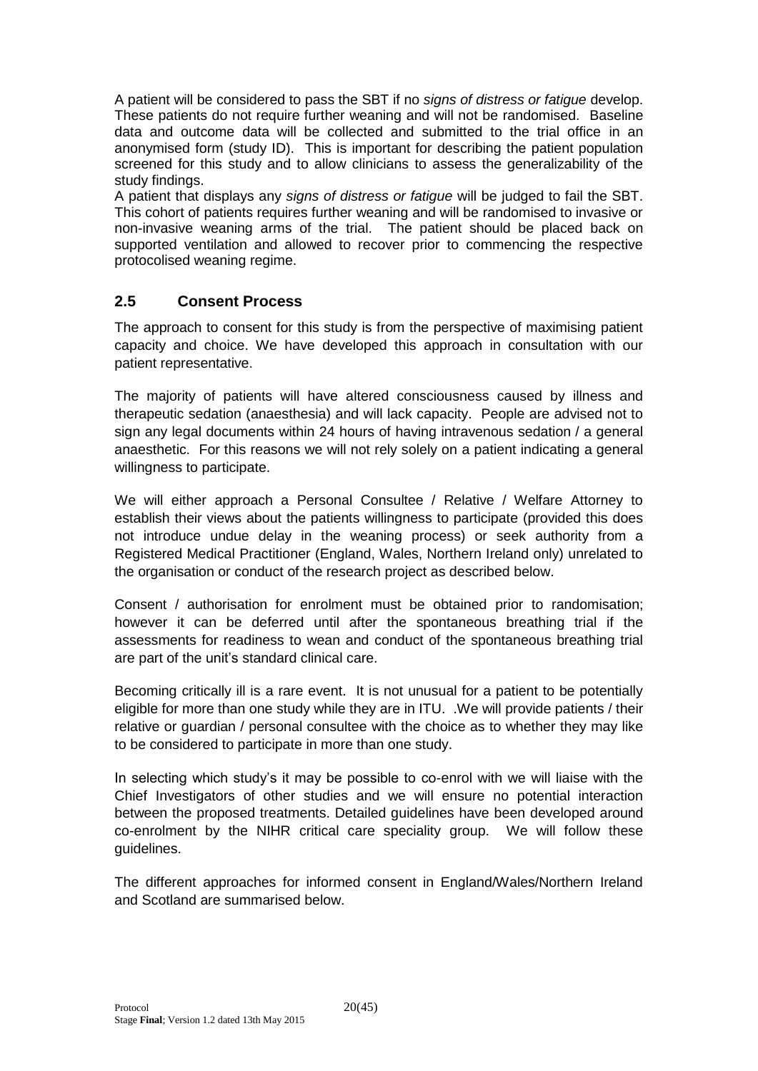A patient will be considered to pass the SBT if no *signs of distress or fatigue* develop. These patients do not require further weaning and will not be randomised. Baseline data and outcome data will be collected and submitted to the trial office in an anonymised form (study ID). This is important for describing the patient population screened for this study and to allow clinicians to assess the generalizability of the study findings.

A patient that displays any *signs of distress or fatigue* will be judged to fail the SBT. This cohort of patients requires further weaning and will be randomised to invasive or non-invasive weaning arms of the trial. The patient should be placed back on supported ventilation and allowed to recover prior to commencing the respective protocolised weaning regime.

## 2.5 Consent Process

The approach to consent for this study is from the perspective of maximising patient capacity and choice. We have developed this approach in consultation with our patient representative.

The majority of patients will have altered consciousness caused by illness and therapeutic sedation (anaesthesia) and will lack capacity. People are advised not to sign any legal documents within 24 hours of having intravenous sedation / a general anaesthetic. For this reasons we will not rely solely on a patient indicating a general willingness to participate.

We will either approach a Personal Consultee / Relative / Welfare Attorney to establish their views about the patients willingness to participate (provided this does not introduce undue delay in the weaning process) or seek authority from a Registered Medical Practitioner (England, Wales, Northern Ireland only) unrelated to the organisation or conduct of the research project as described below.

Consent / authorisation for enrolment must be obtained prior to randomisation; however it can be deferred until after the spontaneous breathing trial if the assessments for readiness to wean and conduct of the spontaneous breathing trial are part of the unit's standard clinical care.

Becoming critically ill is a rare event. It is not unusual for a patient to be potentially eligible for more than one study while they are in ITU. .We will provide patients / their relative or guardian / personal consultee with the choice as to whether they may like to be considered to participate in more than one study.

In selecting which study's it may be possible to co-enrol with we will liaise with the Chief Investigators of other studies and we will ensure no potential interaction between the proposed treatments. Detailed guidelines have been developed around co-enrolment by the NIHR critical care speciality group. We will follow these guidelines.

The different approaches for informed consent in England/Wales/Northern Ireland and Scotland are summarised below.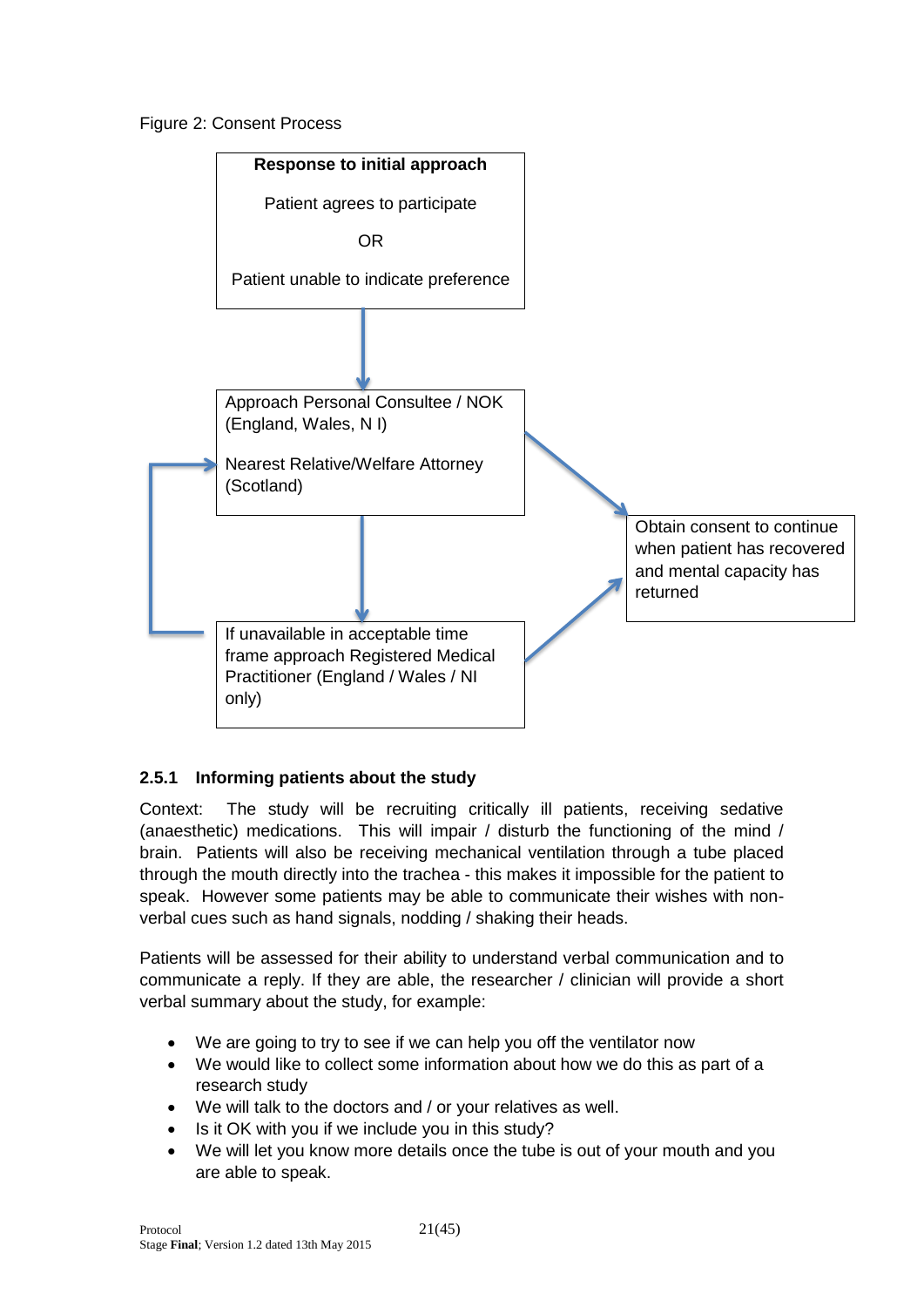Figure 2: Consent Process

**Response to initial approach**

Patient agrees to participate

OR

Patient unable to indicate preference

↓

Approach Personal Consultee / NOK (England, Wales, N I)

Nearest Relative/Welfare Attorney (Scotland)

↓

If unavailable in acceptable time frame approach Registered Medical Practitioner (England / Wales / NI only)

→

Obtain consent to continue when patient has recovered and mental capacity has returned

### 2.5.1 Informing patients about the study

Context: The study will be recruiting critically ill patients, receiving sedative (anaesthetic) medications. This will impair / disturb the functioning of the mind / brain. Patients will also be receiving mechanical ventilation through a tube placed through the mouth directly into the trachea - this makes it impossible for the patient to speak. However some patients may be able to communicate their wishes with non-verbal cues such as hand signals, nodding / shaking their heads.

Patients will be assessed for their ability to understand verbal communication and to communicate a reply. If they are able, the researcher / clinician will provide a short verbal summary about the study, for example:

- We are going to try to see if we can help you off the ventilator now
- We would like to collect some information about how we do this as part of a research study
- We will talk to the doctors and / or your relatives as well.
- Is it OK with you if we include you in this study?
- We will let you know more details once the tube is out of your mouth and you are able to speak.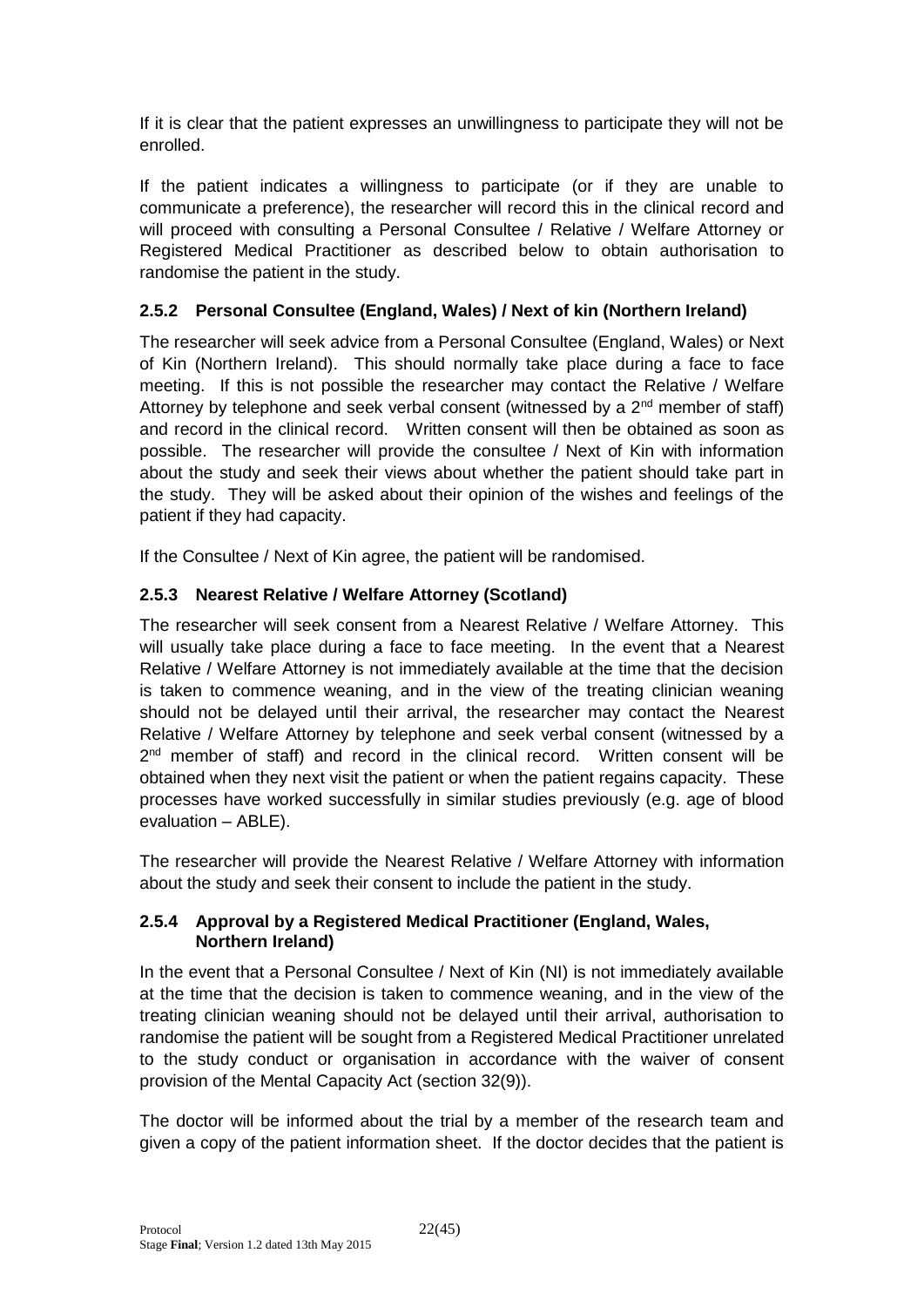If it is clear that the patient expresses an unwillingness to participate they will not be enrolled.

If the patient indicates a willingness to participate (or if they are unable to communicate a preference), the researcher will record this in the clinical record and will proceed with consulting a Personal Consultee / Relative / Welfare Attorney or Registered Medical Practitioner as described below to obtain authorisation to randomise the patient in the study.

### 2.5.2 Personal Consultee (England, Wales) / Next of kin (Northern Ireland)

The researcher will seek advice from a Personal Consultee (England, Wales) or Next of Kin (Northern Ireland). This should normally take place during a face to face meeting. If this is not possible the researcher may contact the Relative / Welfare Attorney by telephone and seek verbal consent (witnessed by a 2nd member of staff) and record in the clinical record. Written consent will then be obtained as soon as possible. The researcher will provide the consultee / Next of Kin with information about the study and seek their views about whether the patient should take part in the study. They will be asked about their opinion of the wishes and feelings of the patient if they had capacity.

If the Consultee / Next of Kin agree, the patient will be randomised.

### 2.5.3 Nearest Relative / Welfare Attorney (Scotland)

The researcher will seek consent from a Nearest Relative / Welfare Attorney. This will usually take place during a face to face meeting. In the event that a Nearest Relative / Welfare Attorney is not immediately available at the time that the decision is taken to commence weaning, and in the view of the treating clinician weaning should not be delayed until their arrival, the researcher may contact the Nearest Relative / Welfare Attorney by telephone and seek verbal consent (witnessed by a 2nd member of staff) and record in the clinical record. Written consent will be obtained when they next visit the patient or when the patient regains capacity. These processes have worked successfully in similar studies previously (e.g. age of blood evaluation – ABLE).

The researcher will provide the Nearest Relative / Welfare Attorney with information about the study and seek their consent to include the patient in the study.

### 2.5.4 Approval by a Registered Medical Practitioner (England, Wales, Northern Ireland)

In the event that a Personal Consultee / Next of Kin (NI) is not immediately available at the time that the decision is taken to commence weaning, and in the view of the treating clinician weaning should not be delayed until their arrival, authorisation to randomise the patient will be sought from a Registered Medical Practitioner unrelated to the study conduct or organisation in accordance with the waiver of consent provision of the Mental Capacity Act (section 32(9)).

The doctor will be informed about the trial by a member of the research team and given a copy of the patient information sheet. If the doctor decides that the patient is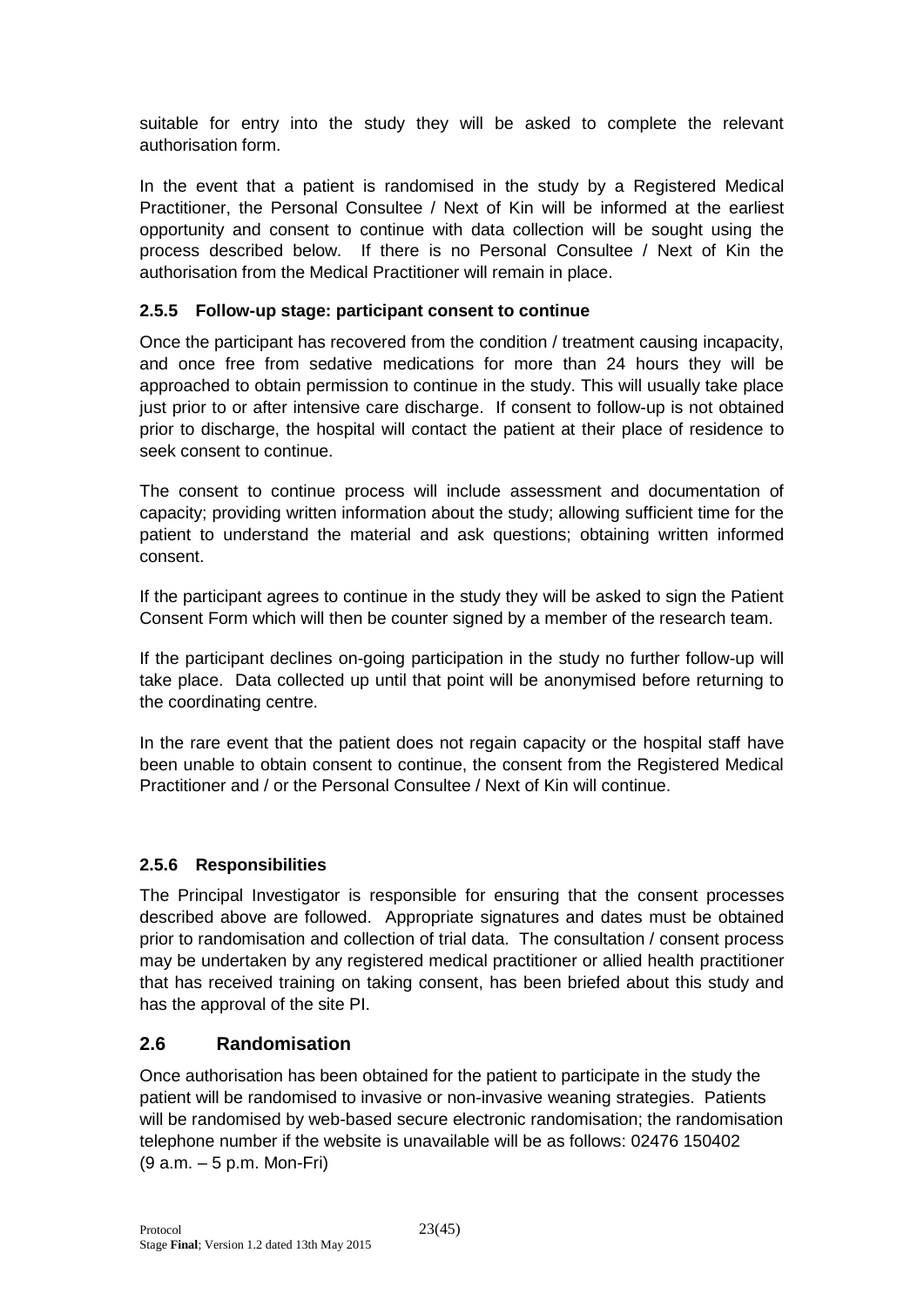suitable for entry into the study they will be asked to complete the relevant authorisation form.

In the event that a patient is randomised in the study by a Registered Medical Practitioner, the Personal Consultee / Next of Kin will be informed at the earliest opportunity and consent to continue with data collection will be sought using the process described below. If there is no Personal Consultee / Next of Kin the authorisation from the Medical Practitioner will remain in place.

### 2.5.5 Follow-up stage: participant consent to continue

Once the participant has recovered from the condition / treatment causing incapacity, and once free from sedative medications for more than 24 hours they will be approached to obtain permission to continue in the study. This will usually take place just prior to or after intensive care discharge. If consent to follow-up is not obtained prior to discharge, the hospital will contact the patient at their place of residence to seek consent to continue.

The consent to continue process will include assessment and documentation of capacity; providing written information about the study; allowing sufficient time for the patient to understand the material and ask questions; obtaining written informed consent.

If the participant agrees to continue in the study they will be asked to sign the Patient Consent Form which will then be counter signed by a member of the research team.

If the participant declines on-going participation in the study no further follow-up will take place. Data collected up until that point will be anonymised before returning to the coordinating centre.

In the rare event that the patient does not regain capacity or the hospital staff have been unable to obtain consent to continue, the consent from the Registered Medical Practitioner and / or the Personal Consultee / Next of Kin will continue.

### 2.5.6 Responsibilities

The Principal Investigator is responsible for ensuring that the consent processes described above are followed. Appropriate signatures and dates must be obtained prior to randomisation and collection of trial data. The consultation / consent process may be undertaken by any registered medical practitioner or allied health practitioner that has received training on taking consent, has been briefed about this study and has the approval of the site PI.

## 2.6 Randomisation

Once authorisation has been obtained for the patient to participate in the study the patient will be randomised to invasive or non-invasive weaning strategies. Patients will be randomised by web-based secure electronic randomisation; the randomisation telephone number if the website is unavailable will be as follows: 02476 150402 (9 a.m. – 5 p.m. Mon-Fri)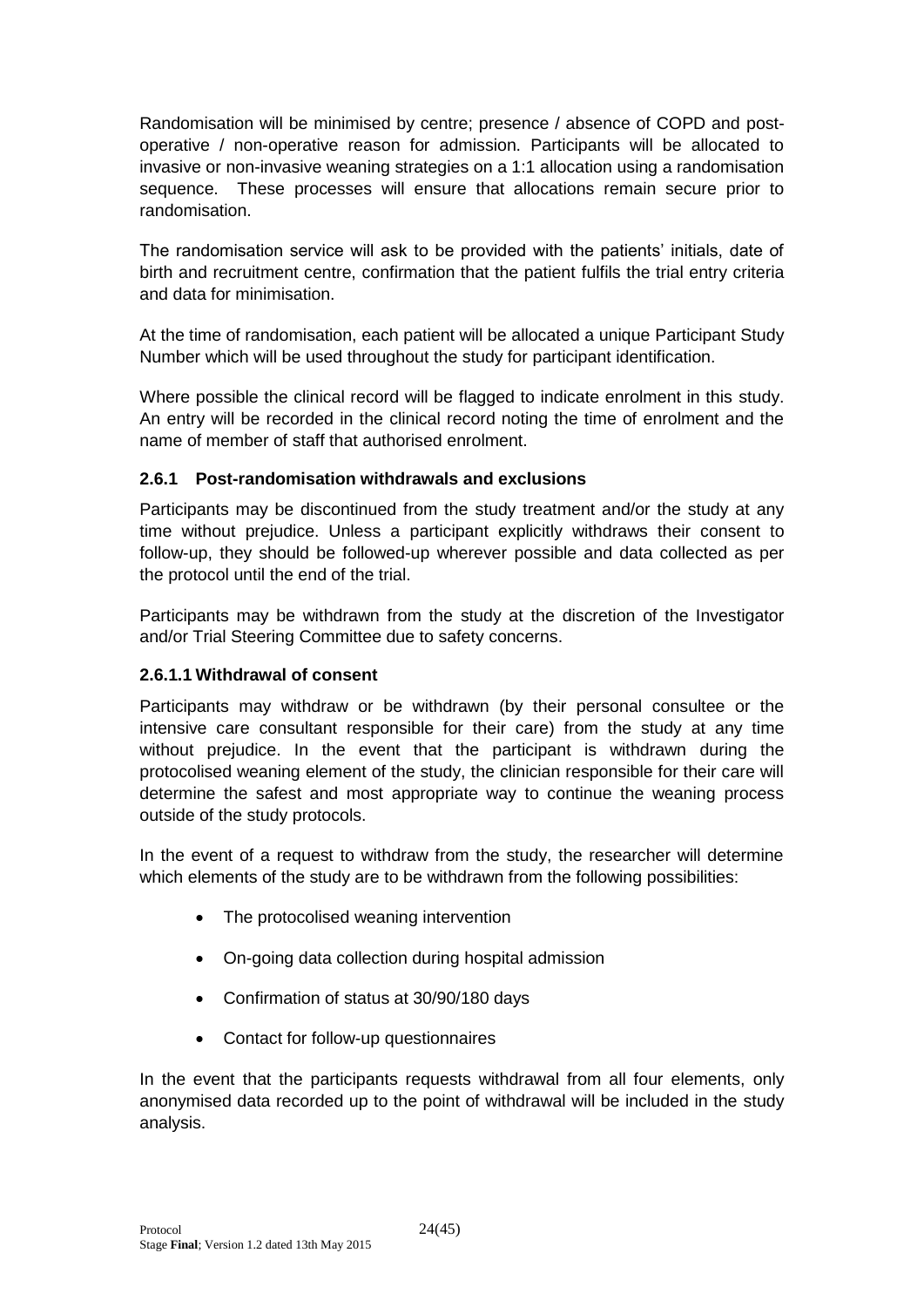Randomisation will be minimised by centre; presence / absence of COPD and post-operative / non-operative reason for admission. Participants will be allocated to invasive or non-invasive weaning strategies on a 1:1 allocation using a randomisation sequence. These processes will ensure that allocations remain secure prior to randomisation.

The randomisation service will ask to be provided with the patients' initials, date of birth and recruitment centre, confirmation that the patient fulfils the trial entry criteria and data for minimisation.

At the time of randomisation, each patient will be allocated a unique Participant Study Number which will be used throughout the study for participant identification.

Where possible the clinical record will be flagged to indicate enrolment in this study. An entry will be recorded in the clinical record noting the time of enrolment and the name of member of staff that authorised enrolment.

### 2.6.1 Post-randomisation withdrawals and exclusions

Participants may be discontinued from the study treatment and/or the study at any time without prejudice. Unless a participant explicitly withdraws their consent to follow-up, they should be followed-up wherever possible and data collected as per the protocol until the end of the trial.

Participants may be withdrawn from the study at the discretion of the Investigator and/or Trial Steering Committee due to safety concerns.

#### 2.6.1.1 Withdrawal of consent

Participants may withdraw or be withdrawn (by their personal consultee or the intensive care consultant responsible for their care) from the study at any time without prejudice. In the event that the participant is withdrawn during the protocolised weaning element of the study, the clinician responsible for their care will determine the safest and most appropriate way to continue the weaning process outside of the study protocols.

In the event of a request to withdraw from the study, the researcher will determine which elements of the study are to be withdrawn from the following possibilities:

- The protocolised weaning intervention
- On-going data collection during hospital admission
- Confirmation of status at 30/90/180 days
- Contact for follow-up questionnaires

In the event that the participants requests withdrawal from all four elements, only anonymised data recorded up to the point of withdrawal will be included in the study analysis.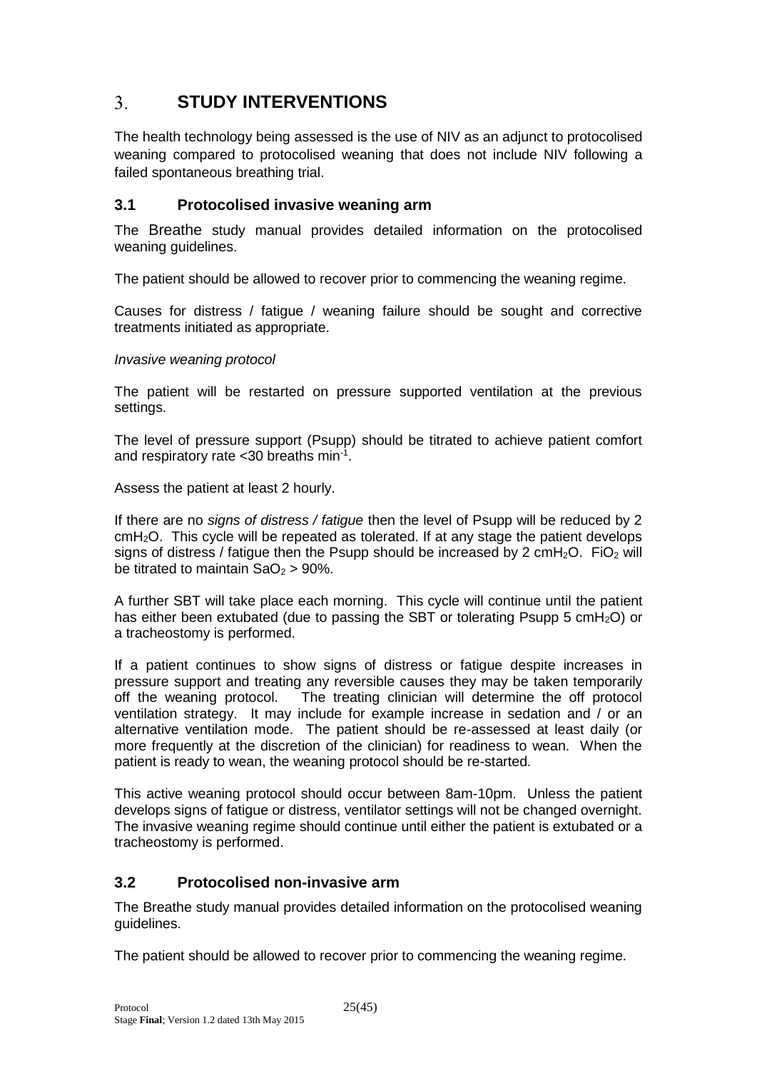# 3. STUDY INTERVENTIONS

The health technology being assessed is the use of NIV as an adjunct to protocolised weaning compared to protocolised weaning that does not include NIV following a failed spontaneous breathing trial.

## 3.1 Protocolised invasive weaning arm

The Breathe study manual provides detailed information on the protocolised weaning guidelines.

The patient should be allowed to recover prior to commencing the weaning regime.

Causes for distress / fatigue / weaning failure should be sought and corrective treatments initiated as appropriate.

*Invasive weaning protocol*

The patient will be restarted on pressure supported ventilation at the previous settings.

The level of pressure support (Psupp) should be titrated to achieve patient comfort and respiratory rate <30 breaths $min^{-1}$.

Assess the patient at least 2 hourly.

If there are no *signs of distress / fatigue* then the level of Psupp will be reduced by 2 $cmH_2O$. This cycle will be repeated as tolerated. If at any stage the patient develops signs of distress / fatigue then the Psupp should be increased by 2 $cmH_2O$. $FiO_2$ will be titrated to maintain $SaO_2 > 90\%$.

A further SBT will take place each morning. This cycle will continue until the patient has either been extubated (due to passing the SBT or tolerating Psupp 5 $cmH_2O$) or a tracheostomy is performed.

If a patient continues to show signs of distress or fatigue despite increases in pressure support and treating any reversible causes they may be taken temporarily off the weaning protocol. The treating clinician will determine the off protocol ventilation strategy. It may include for example increase in sedation and / or an alternative ventilation mode. The patient should be re-assessed at least daily (or more frequently at the discretion of the clinician) for readiness to wean. When the patient is ready to wean, the weaning protocol should be re-started.

This active weaning protocol should occur between 8am-10pm. Unless the patient develops signs of fatigue or distress, ventilator settings will not be changed overnight. The invasive weaning regime should continue until either the patient is extubated or a tracheostomy is performed.

## 3.2 Protocolised non-invasive arm

The Breathe study manual provides detailed information on the protocolised weaning guidelines.

The patient should be allowed to recover prior to commencing the weaning regime.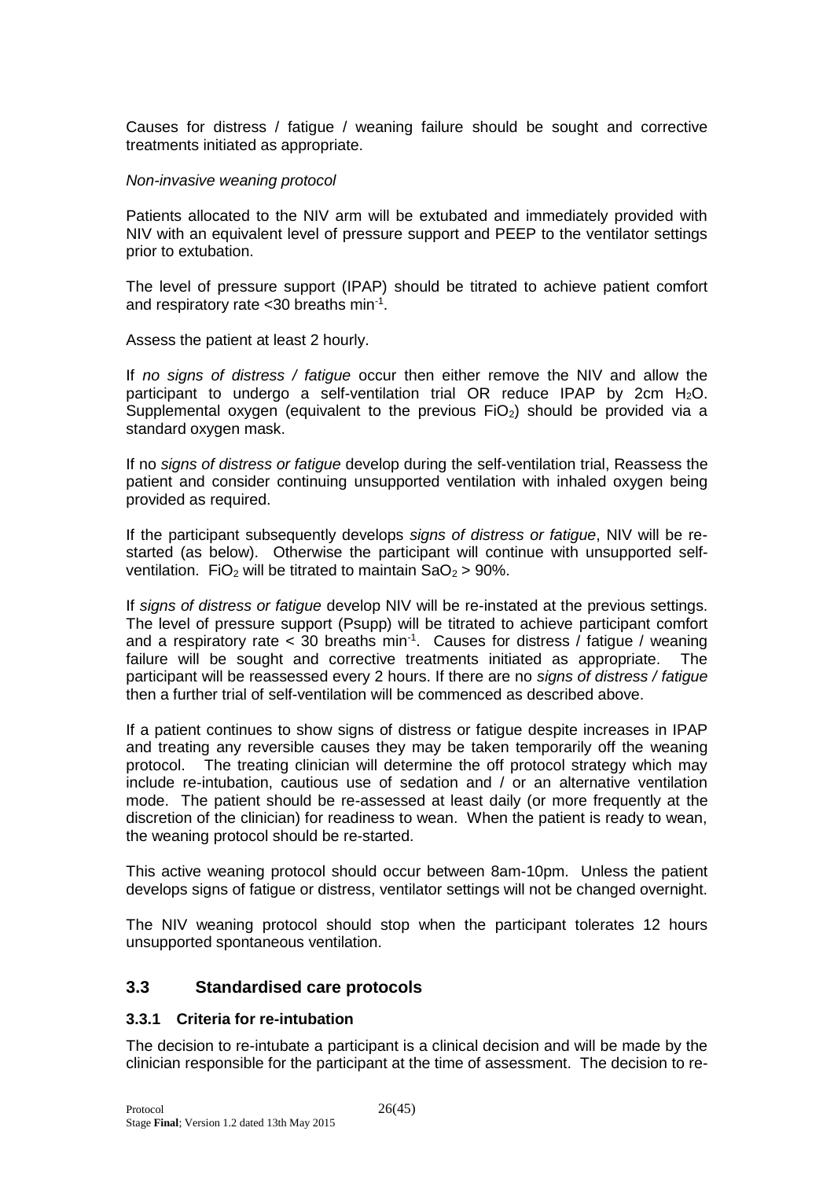Causes for distress / fatigue / weaning failure should be sought and corrective treatments initiated as appropriate.

*Non-invasive weaning protocol*

Patients allocated to the NIV arm will be extubated and immediately provided with NIV with an equivalent level of pressure support and PEEP to the ventilator settings prior to extubation.

The level of pressure support (IPAP) should be titrated to achieve patient comfort and respiratory rate <30 breaths min$^{-1}$.

Assess the patient at least 2 hourly.

If *no signs of distress / fatigue* occur then either remove the NIV and allow the participant to undergo a self-ventilation trial OR reduce IPAP by 2cm $H_2O$. Supplemental oxygen (equivalent to the previous $FiO_2$) should be provided via a standard oxygen mask.

If no *signs of distress or fatigue* develop during the self-ventilation trial, Reassess the patient and consider continuing unsupported ventilation with inhaled oxygen being provided as required.

If the participant subsequently develops *signs of distress or fatigue*, NIV will be re-started (as below). Otherwise the participant will continue with unsupported self-ventilation. $FiO_2$ will be titrated to maintain $SaO_2$ > 90%.

If *signs of distress or fatigue* develop NIV will be re-instated at the previous settings. The level of pressure support (Psupp) will be titrated to achieve participant comfort and a respiratory rate < 30 breaths min$^{-1}$. Causes for distress / fatigue / weaning failure will be sought and corrective treatments initiated as appropriate. The participant will be reassessed every 2 hours. If there are no *signs of distress / fatigue* then a further trial of self-ventilation will be commenced as described above.

If a patient continues to show signs of distress or fatigue despite increases in IPAP and treating any reversible causes they may be taken temporarily off the weaning protocol. The treating clinician will determine the off protocol strategy which may include re-intubation, cautious use of sedation and / or an alternative ventilation mode. The patient should be re-assessed at least daily (or more frequently at the discretion of the clinician) for readiness to wean. When the patient is ready to wean, the weaning protocol should be re-started.

This active weaning protocol should occur between 8am-10pm. Unless the patient develops signs of fatigue or distress, ventilator settings will not be changed overnight.

The NIV weaning protocol should stop when the participant tolerates 12 hours unsupported spontaneous ventilation.

## 3.3 Standardised care protocols

### 3.3.1 Criteria for re-intubation

The decision to re-intubate a participant is a clinical decision and will be made by the clinician responsible for the participant at the time of assessment. The decision to re-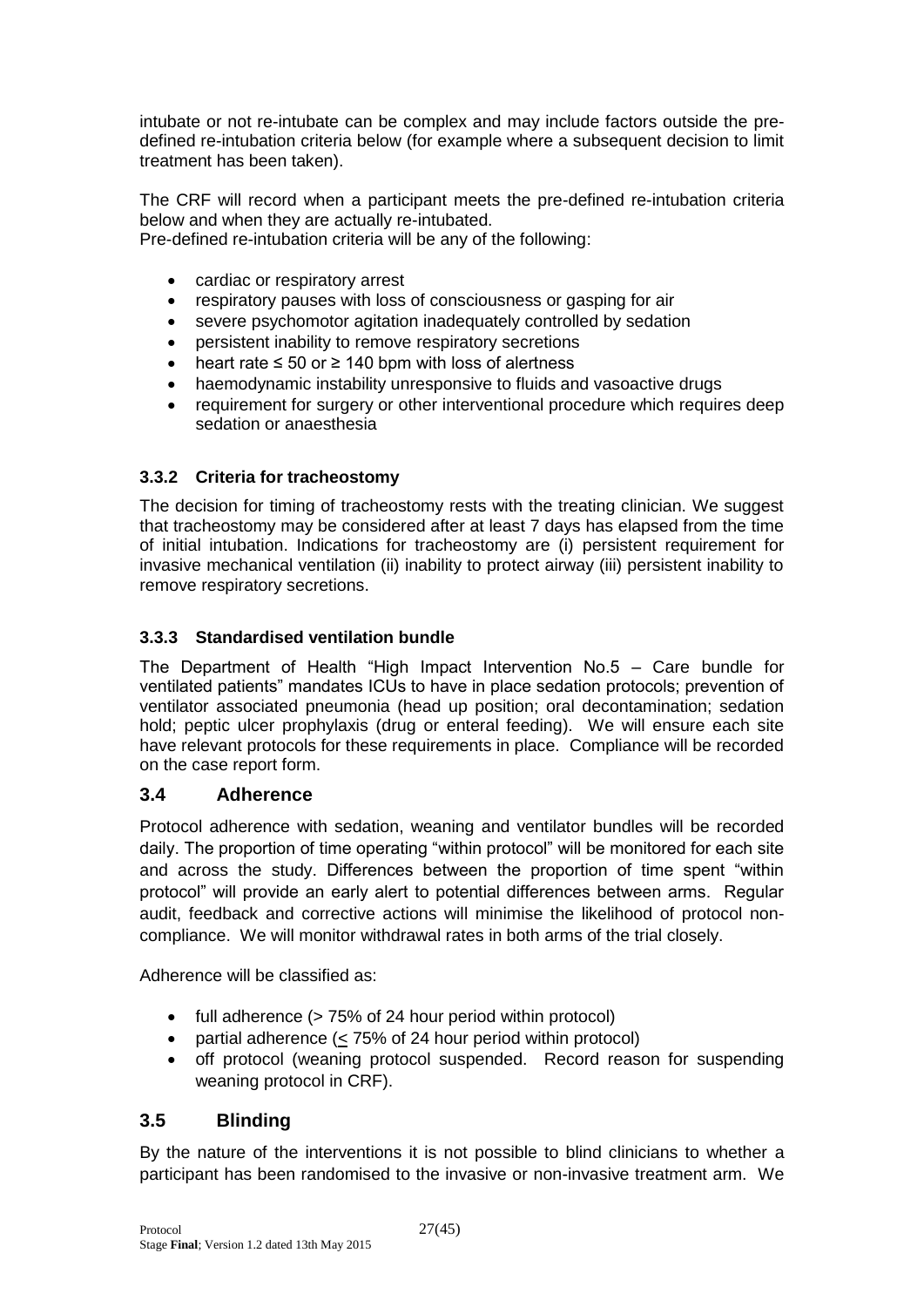intubate or not re-intubate can be complex and may include factors outside the pre-defined re-intubation criteria below (for example where a subsequent decision to limit treatment has been taken).

The CRF will record when a participant meets the pre-defined re-intubation criteria below and when they are actually re-intubated.
Pre-defined re-intubation criteria will be any of the following:

- cardiac or respiratory arrest
- respiratory pauses with loss of consciousness or gasping for air
- severe psychomotor agitation inadequately controlled by sedation
- persistent inability to remove respiratory secretions
- heart rate ≤ 50 or ≥ 140 bpm with loss of alertness
- haemodynamic instability unresponsive to fluids and vasoactive drugs
- requirement for surgery or other interventional procedure which requires deep sedation or anaesthesia

### 3.3.2 Criteria for tracheostomy

The decision for timing of tracheostomy rests with the treating clinician. We suggest that tracheostomy may be considered after at least 7 days has elapsed from the time of initial intubation. Indications for tracheostomy are (i) persistent requirement for invasive mechanical ventilation (ii) inability to protect airway (iii) persistent inability to remove respiratory secretions.

### 3.3.3 Standardised ventilation bundle

The Department of Health "High Impact Intervention No.5 – Care bundle for ventilated patients" mandates ICUs to have in place sedation protocols; prevention of ventilator associated pneumonia (head up position; oral decontamination; sedation hold; peptic ulcer prophylaxis (drug or enteral feeding). We will ensure each site have relevant protocols for these requirements in place. Compliance will be recorded on the case report form.

## 3.4 Adherence

Protocol adherence with sedation, weaning and ventilator bundles will be recorded daily. The proportion of time operating "within protocol" will be monitored for each site and across the study. Differences between the proportion of time spent "within protocol" will provide an early alert to potential differences between arms. Regular audit, feedback and corrective actions will minimise the likelihood of protocol non-compliance. We will monitor withdrawal rates in both arms of the trial closely.

Adherence will be classified as:

- full adherence (> 75% of 24 hour period within protocol)
- partial adherence (≤ 75% of 24 hour period within protocol)
- off protocol (weaning protocol suspended. Record reason for suspending weaning protocol in CRF).

## 3.5 Blinding

By the nature of the interventions it is not possible to blind clinicians to whether a participant has been randomised to the invasive or non-invasive treatment arm. We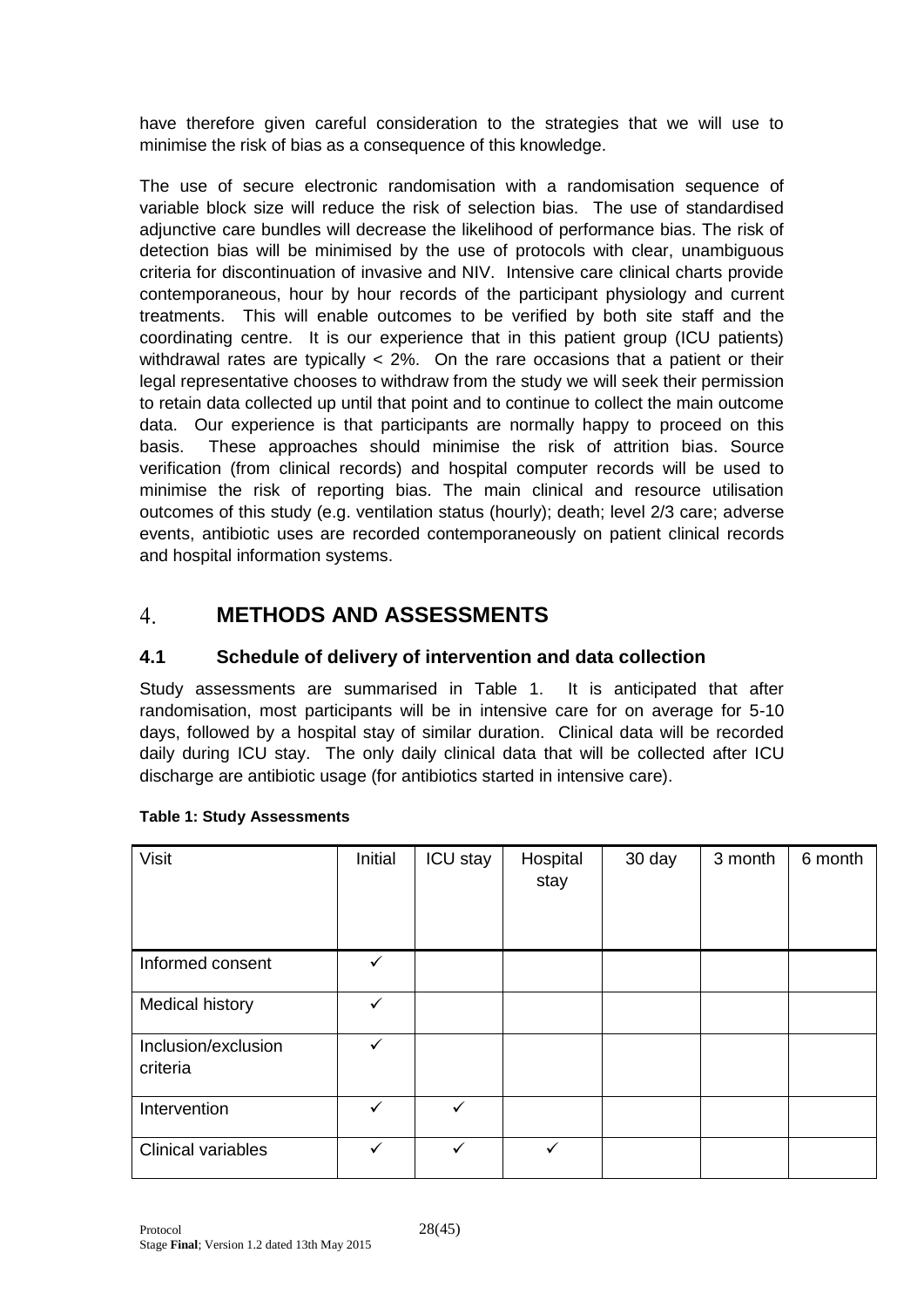have therefore given careful consideration to the strategies that we will use to minimise the risk of bias as a consequence of this knowledge.

The use of secure electronic randomisation with a randomisation sequence of variable block size will reduce the risk of selection bias. The use of standardised adjunctive care bundles will decrease the likelihood of performance bias. The risk of detection bias will be minimised by the use of protocols with clear, unambiguous criteria for discontinuation of invasive and NIV. Intensive care clinical charts provide contemporaneous, hour by hour records of the participant physiology and current treatments. This will enable outcomes to be verified by both site staff and the coordinating centre. It is our experience that in this patient group (ICU patients) withdrawal rates are typically < 2%. On the rare occasions that a patient or their legal representative chooses to withdraw from the study we will seek their permission to retain data collected up until that point and to continue to collect the main outcome data. Our experience is that participants are normally happy to proceed on this basis. These approaches should minimise the risk of attrition bias. Source verification (from clinical records) and hospital computer records will be used to minimise the risk of reporting bias. The main clinical and resource utilisation outcomes of this study (e.g. ventilation status (hourly); death; level 2/3 care; adverse events, antibiotic uses are recorded contemporaneously on patient clinical records and hospital information systems.

# 4. METHODS AND ASSESSMENTS

## 4.1 Schedule of delivery of intervention and data collection

Study assessments are summarised in Table 1. It is anticipated that after randomisation, most participants will be in intensive care for on average for 5-10 days, followed by a hospital stay of similar duration. Clinical data will be recorded daily during ICU stay. The only daily clinical data that will be collected after ICU discharge are antibiotic usage (for antibiotics started in intensive care).

**Table 1: Study Assessments**

| Visit | Initial | ICU stay | Hospital stay | 30 day | 3 month | 6 month |
|---|---|---|---|---|---|---|
| Informed consent | ✓ | | | | | |
| Medical history | ✓ | | | | | |
| Inclusion/exclusion criteria | ✓ | | | | | |
| Intervention | ✓ | ✓ | | | | |
| Clinical variables | ✓ | ✓ | ✓ | | | |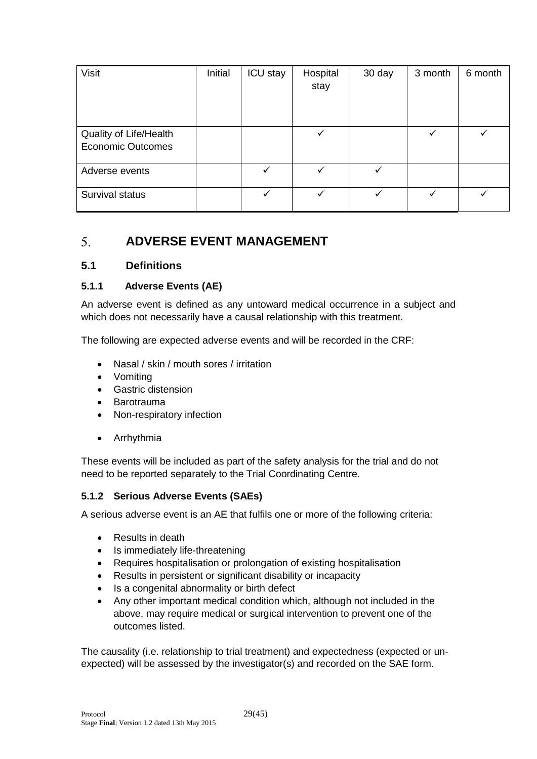| Visit | Initial | ICU stay | Hospital stay | 30 day | 3 month | 6 month |
| --- | --- | --- | --- | --- | --- | --- |
| Quality of Life/Health Economic Outcomes | | | ✓ | | ✓ | ✓ |
| Adverse events | | ✓ | ✓ | ✓ | | |
| Survival status | | ✓ | ✓ | ✓ | ✓ | ✓ |

# 5. ADVERSE EVENT MANAGEMENT

## 5.1 Definitions

### 5.1.1 Adverse Events (AE)

An adverse event is defined as any untoward medical occurrence in a subject and which does not necessarily have a causal relationship with this treatment.

The following are expected adverse events and will be recorded in the CRF:

- Nasal / skin / mouth sores / irritation
- Vomiting
- Gastric distension
- Barotrauma
- Non-respiratory infection
- Arrhythmia

These events will be included as part of the safety analysis for the trial and do not need to be reported separately to the Trial Coordinating Centre.

### 5.1.2 Serious Adverse Events (SAEs)

A serious adverse event is an AE that fulfils one or more of the following criteria:

- Results in death
- Is immediately life-threatening
- Requires hospitalisation or prolongation of existing hospitalisation
- Results in persistent or significant disability or incapacity
- Is a congenital abnormality or birth defect
- Any other important medical condition which, although not included in the above, may require medical or surgical intervention to prevent one of the outcomes listed.

The causality (i.e. relationship to trial treatment) and expectedness (expected or un-expected) will be assessed by the investigator(s) and recorded on the SAE form.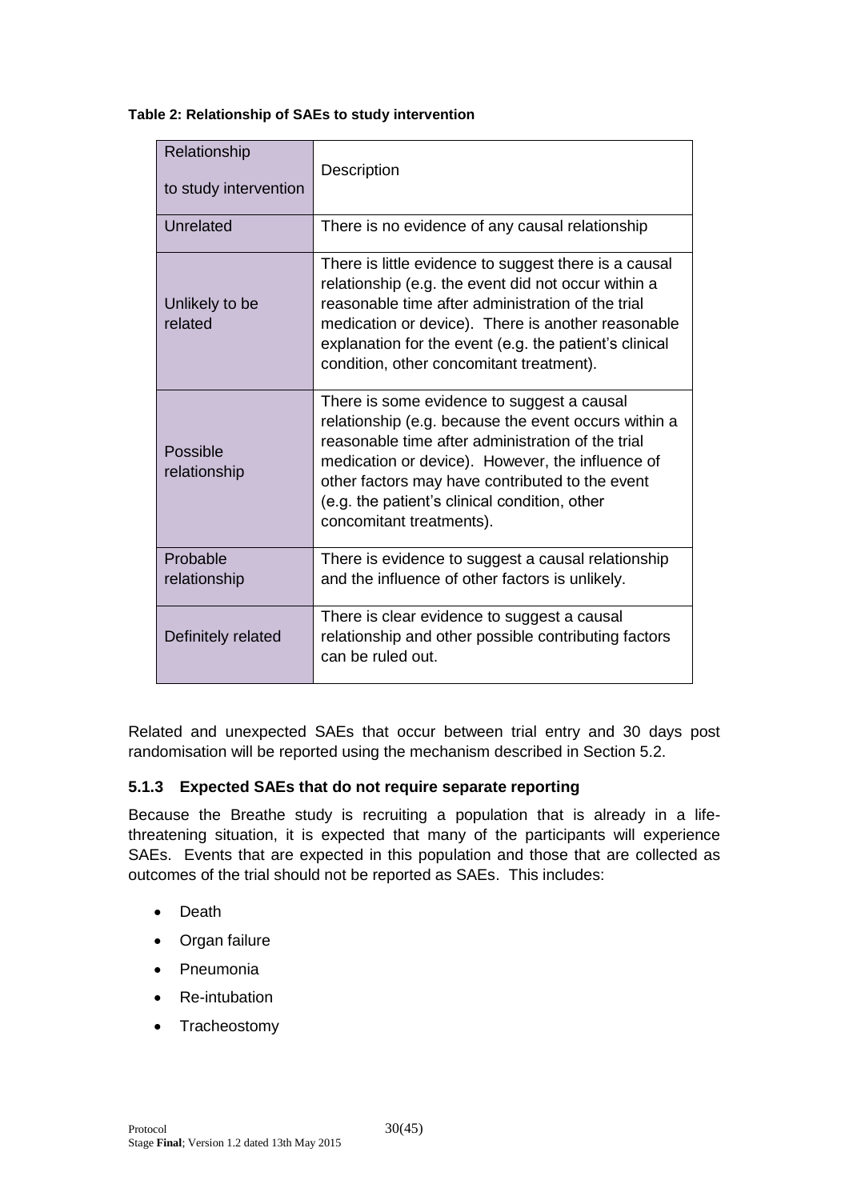**Table 2: Relationship of SAEs to study intervention**

| Relationship to study intervention | Description |
| --- | --- |
| Unrelated | There is no evidence of any causal relationship |
| Unlikely to be related | There is little evidence to suggest there is a causal relationship (e.g. the event did not occur within a reasonable time after administration of the trial medication or device). There is another reasonable explanation for the event (e.g. the patient's clinical condition, other concomitant treatment). |
| Possible relationship | There is some evidence to suggest a causal relationship (e.g. because the event occurs within a reasonable time after administration of the trial medication or device). However, the influence of other factors may have contributed to the event (e.g. the patient's clinical condition, other concomitant treatments). |
| Probable relationship | There is evidence to suggest a causal relationship and the influence of other factors is unlikely. |
| Definitely related | There is clear evidence to suggest a causal relationship and other possible contributing factors can be ruled out. |

Related and unexpected SAEs that occur between trial entry and 30 days post randomisation will be reported using the mechanism described in Section 5.2.

### 5.1.3 Expected SAEs that do not require separate reporting

Because the Breathe study is recruiting a population that is already in a life-threatening situation, it is expected that many of the participants will experience SAEs. Events that are expected in this population and those that are collected as outcomes of the trial should not be reported as SAEs. This includes:

- Death
- Organ failure
- Pneumonia
- Re-intubation
- Tracheostomy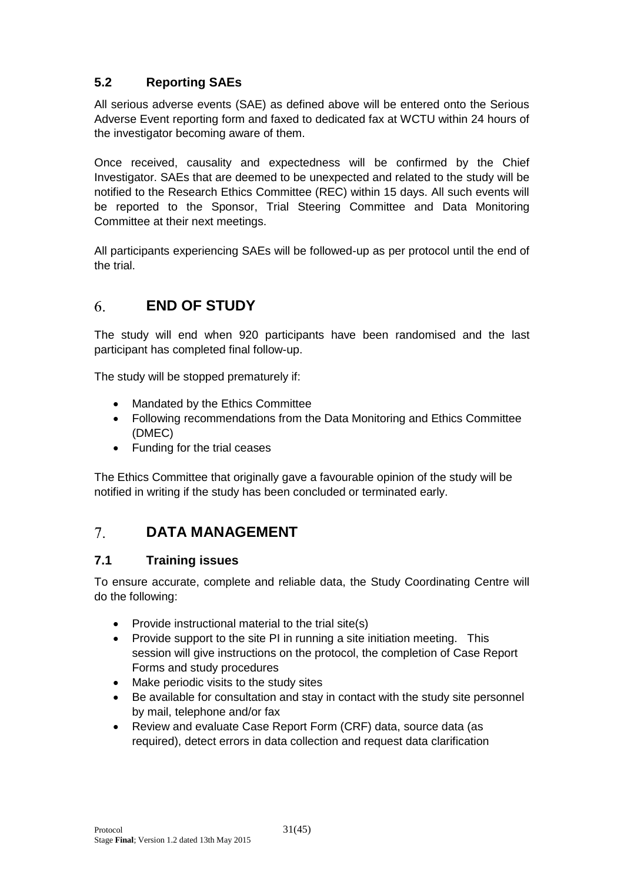### 5.2 Reporting SAEs

All serious adverse events (SAE) as defined above will be entered onto the Serious Adverse Event reporting form and faxed to dedicated fax at WCTU within 24 hours of the investigator becoming aware of them.

Once received, causality and expectedness will be confirmed by the Chief Investigator. SAEs that are deemed to be unexpected and related to the study will be notified to the Research Ethics Committee (REC) within 15 days. All such events will be reported to the Sponsor, Trial Steering Committee and Data Monitoring Committee at their next meetings.

All participants experiencing SAEs will be followed-up as per protocol until the end of the trial.

## 6. END OF STUDY

The study will end when 920 participants have been randomised and the last participant has completed final follow-up.

The study will be stopped prematurely if:

- Mandated by the Ethics Committee
- Following recommendations from the Data Monitoring and Ethics Committee (DMEC)
- Funding for the trial ceases

The Ethics Committee that originally gave a favourable opinion of the study will be notified in writing if the study has been concluded or terminated early.

## 7. DATA MANAGEMENT

### 7.1 Training issues

To ensure accurate, complete and reliable data, the Study Coordinating Centre will do the following:

- Provide instructional material to the trial site(s)
- Provide support to the site PI in running a site initiation meeting. This session will give instructions on the protocol, the completion of Case Report Forms and study procedures
- Make periodic visits to the study sites
- Be available for consultation and stay in contact with the study site personnel by mail, telephone and/or fax
- Review and evaluate Case Report Form (CRF) data, source data (as required), detect errors in data collection and request data clarification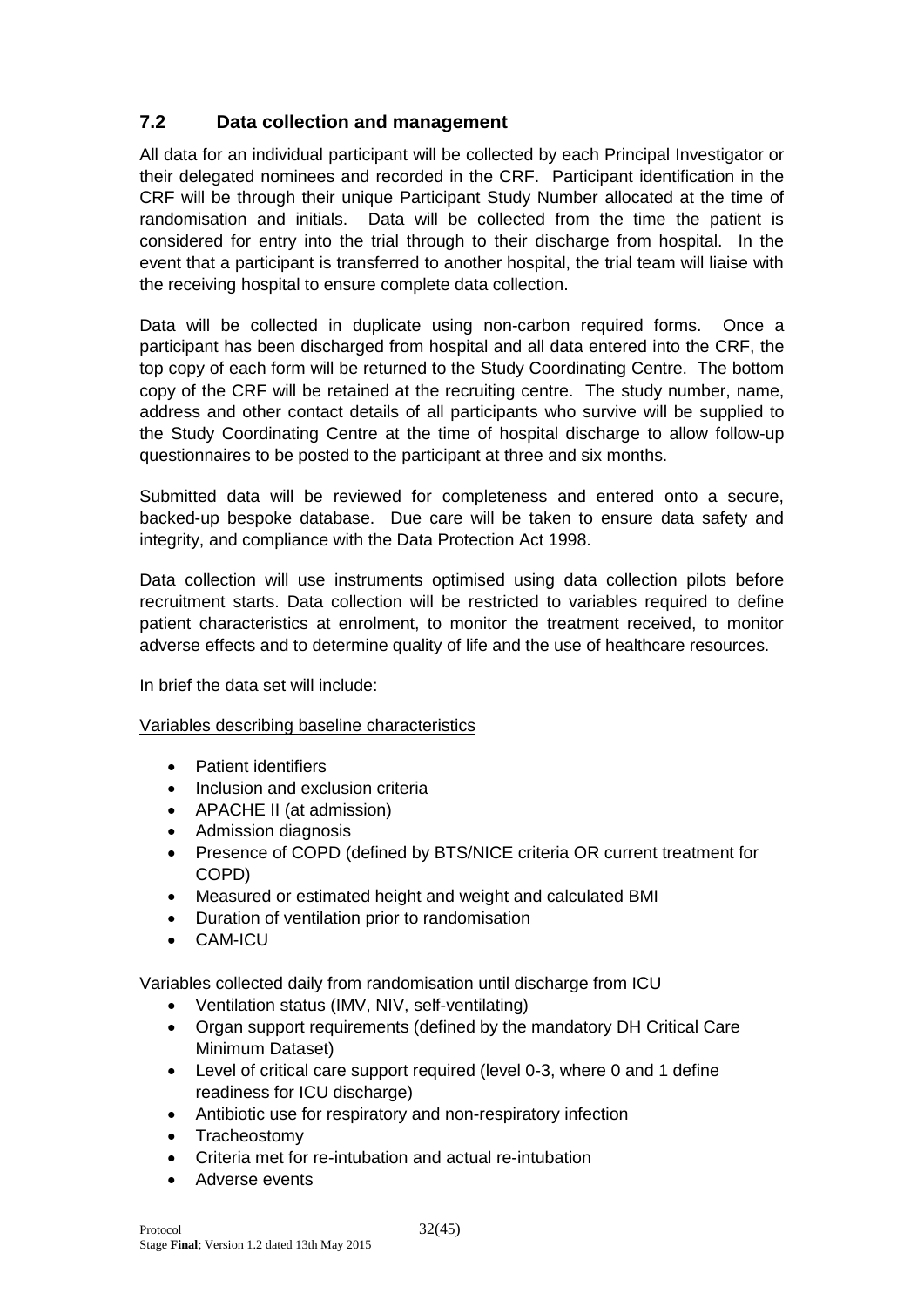## 7.2 Data collection and management

All data for an individual participant will be collected by each Principal Investigator or their delegated nominees and recorded in the CRF. Participant identification in the CRF will be through their unique Participant Study Number allocated at the time of randomisation and initials. Data will be collected from the time the patient is considered for entry into the trial through to their discharge from hospital. In the event that a participant is transferred to another hospital, the trial team will liaise with the receiving hospital to ensure complete data collection.

Data will be collected in duplicate using non-carbon required forms. Once a participant has been discharged from hospital and all data entered into the CRF, the top copy of each form will be returned to the Study Coordinating Centre. The bottom copy of the CRF will be retained at the recruiting centre. The study number, name, address and other contact details of all participants who survive will be supplied to the Study Coordinating Centre at the time of hospital discharge to allow follow-up questionnaires to be posted to the participant at three and six months.

Submitted data will be reviewed for completeness and entered onto a secure, backed-up bespoke database. Due care will be taken to ensure data safety and integrity, and compliance with the Data Protection Act 1998.

Data collection will use instruments optimised using data collection pilots before recruitment starts. Data collection will be restricted to variables required to define patient characteristics at enrolment, to monitor the treatment received, to monitor adverse effects and to determine quality of life and the use of healthcare resources.

In brief the data set will include:

Variables describing baseline characteristics

- Patient identifiers
- Inclusion and exclusion criteria
- APACHE II (at admission)
- Admission diagnosis
- Presence of COPD (defined by BTS/NICE criteria OR current treatment for COPD)
- Measured or estimated height and weight and calculated BMI
- Duration of ventilation prior to randomisation
- CAM-ICU

Variables collected daily from randomisation until discharge from ICU

- Ventilation status (IMV, NIV, self-ventilating)
- Organ support requirements (defined by the mandatory DH Critical Care Minimum Dataset)
- Level of critical care support required (level 0-3, where 0 and 1 define readiness for ICU discharge)
- Antibiotic use for respiratory and non-respiratory infection
- Tracheostomy
- Criteria met for re-intubation and actual re-intubation
- Adverse events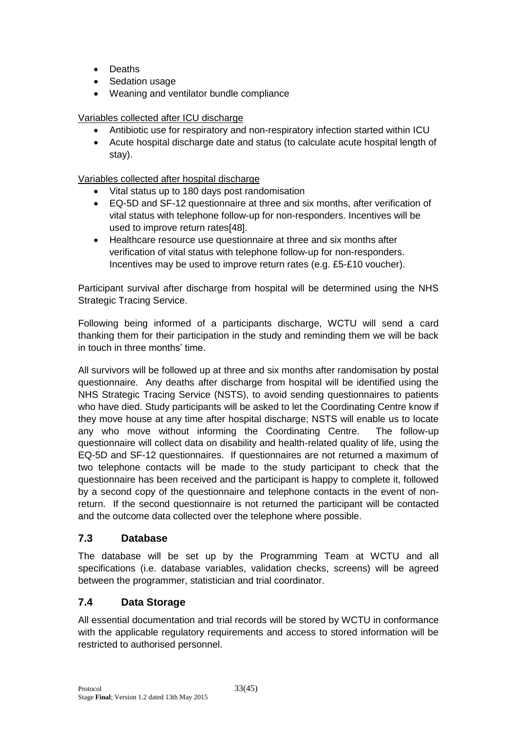- Deaths
- Sedation usage
- Weaning and ventilator bundle compliance

Variables collected after ICU discharge

- Antibiotic use for respiratory and non-respiratory infection started within ICU
- Acute hospital discharge date and status (to calculate acute hospital length of stay).

Variables collected after hospital discharge

- Vital status up to 180 days post randomisation
- EQ-5D and SF-12 questionnaire at three and six months, after verification of vital status with telephone follow-up for non-responders. Incentives will be used to improve return rates[48].
- Healthcare resource use questionnaire at three and six months after verification of vital status with telephone follow-up for non-responders. Incentives may be used to improve return rates (e.g. £5-£10 voucher).

Participant survival after discharge from hospital will be determined using the NHS Strategic Tracing Service.

Following being informed of a participants discharge, WCTU will send a card thanking them for their participation in the study and reminding them we will be back in touch in three months' time.

All survivors will be followed up at three and six months after randomisation by postal questionnaire. Any deaths after discharge from hospital will be identified using the NHS Strategic Tracing Service (NSTS), to avoid sending questionnaires to patients who have died. Study participants will be asked to let the Coordinating Centre know if they move house at any time after hospital discharge; NSTS will enable us to locate any who move without informing the Coordinating Centre. The follow-up questionnaire will collect data on disability and health-related quality of life, using the EQ-5D and SF-12 questionnaires. If questionnaires are not returned a maximum of two telephone contacts will be made to the study participant to check that the questionnaire has been received and the participant is happy to complete it, followed by a second copy of the questionnaire and telephone contacts in the event of non-return. If the second questionnaire is not returned the participant will be contacted and the outcome data collected over the telephone where possible.

## 7.3 Database

The database will be set up by the Programming Team at WCTU and all specifications (i.e. database variables, validation checks, screens) will be agreed between the programmer, statistician and trial coordinator.

## 7.4 Data Storage

All essential documentation and trial records will be stored by WCTU in conformance with the applicable regulatory requirements and access to stored information will be restricted to authorised personnel.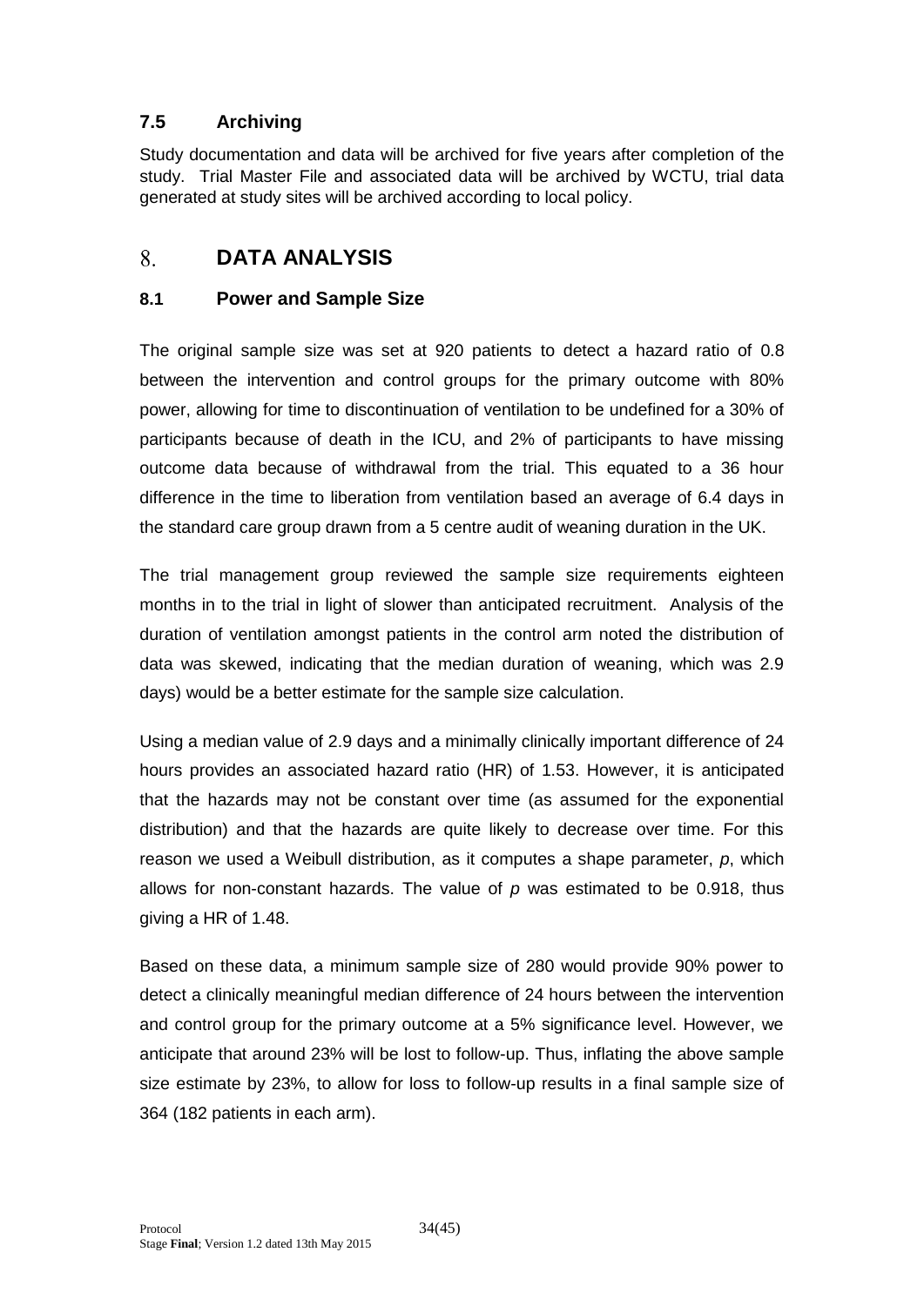### 7.5 Archiving

Study documentation and data will be archived for five years after completion of the study. Trial Master File and associated data will be archived by WCTU, trial data generated at study sites will be archived according to local policy.

## 8. DATA ANALYSIS

### 8.1 Power and Sample Size

The original sample size was set at 920 patients to detect a hazard ratio of 0.8 between the intervention and control groups for the primary outcome with 80% power, allowing for time to discontinuation of ventilation to be undefined for a 30% of participants because of death in the ICU, and 2% of participants to have missing outcome data because of withdrawal from the trial. This equated to a 36 hour difference in the time to liberation from ventilation based an average of 6.4 days in the standard care group drawn from a 5 centre audit of weaning duration in the UK.

The trial management group reviewed the sample size requirements eighteen months in to the trial in light of slower than anticipated recruitment. Analysis of the duration of ventilation amongst patients in the control arm noted the distribution of data was skewed, indicating that the median duration of weaning, which was 2.9 days) would be a better estimate for the sample size calculation.

Using a median value of 2.9 days and a minimally clinically important difference of 24 hours provides an associated hazard ratio (HR) of 1.53. However, it is anticipated that the hazards may not be constant over time (as assumed for the exponential distribution) and that the hazards are quite likely to decrease over time. For this reason we used a Weibull distribution, as it computes a shape parameter, $p$, which allows for non-constant hazards. The value of $p$ was estimated to be 0.918, thus giving a HR of 1.48.

Based on these data, a minimum sample size of 280 would provide 90% power to detect a clinically meaningful median difference of 24 hours between the intervention and control group for the primary outcome at a 5% significance level. However, we anticipate that around 23% will be lost to follow-up. Thus, inflating the above sample size estimate by 23%, to allow for loss to follow-up results in a final sample size of 364 (182 patients in each arm).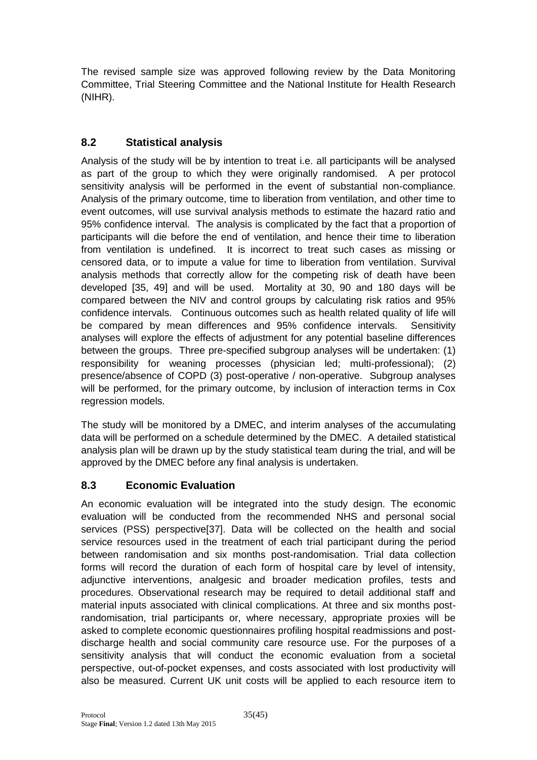The revised sample size was approved following review by the Data Monitoring Committee, Trial Steering Committee and the National Institute for Health Research (NIHR).

## 8.2 Statistical analysis

Analysis of the study will be by intention to treat i.e. all participants will be analysed as part of the group to which they were originally randomised. A per protocol sensitivity analysis will be performed in the event of substantial non-compliance. Analysis of the primary outcome, time to liberation from ventilation, and other time to event outcomes, will use survival analysis methods to estimate the hazard ratio and 95% confidence interval. The analysis is complicated by the fact that a proportion of participants will die before the end of ventilation, and hence their time to liberation from ventilation is undefined. It is incorrect to treat such cases as missing or censored data, or to impute a value for time to liberation from ventilation. Survival analysis methods that correctly allow for the competing risk of death have been developed [35, 49] and will be used. Mortality at 30, 90 and 180 days will be compared between the NIV and control groups by calculating risk ratios and 95% confidence intervals. Continuous outcomes such as health related quality of life will be compared by mean differences and 95% confidence intervals. Sensitivity analyses will explore the effects of adjustment for any potential baseline differences between the groups. Three pre-specified subgroup analyses will be undertaken: (1) responsibility for weaning processes (physician led; multi-professional); (2) presence/absence of COPD (3) post-operative / non-operative. Subgroup analyses will be performed, for the primary outcome, by inclusion of interaction terms in Cox regression models.

The study will be monitored by a DMEC, and interim analyses of the accumulating data will be performed on a schedule determined by the DMEC. A detailed statistical analysis plan will be drawn up by the study statistical team during the trial, and will be approved by the DMEC before any final analysis is undertaken.

## 8.3 Economic Evaluation

An economic evaluation will be integrated into the study design. The economic evaluation will be conducted from the recommended NHS and personal social services (PSS) perspective[37]. Data will be collected on the health and social service resources used in the treatment of each trial participant during the period between randomisation and six months post-randomisation. Trial data collection forms will record the duration of each form of hospital care by level of intensity, adjunctive interventions, analgesic and broader medication profiles, tests and procedures. Observational research may be required to detail additional staff and material inputs associated with clinical complications. At three and six months post-randomisation, trial participants or, where necessary, appropriate proxies will be asked to complete economic questionnaires profiling hospital readmissions and post-discharge health and social community care resource use. For the purposes of a sensitivity analysis that will conduct the economic evaluation from a societal perspective, out-of-pocket expenses, and costs associated with lost productivity will also be measured. Current UK unit costs will be applied to each resource item to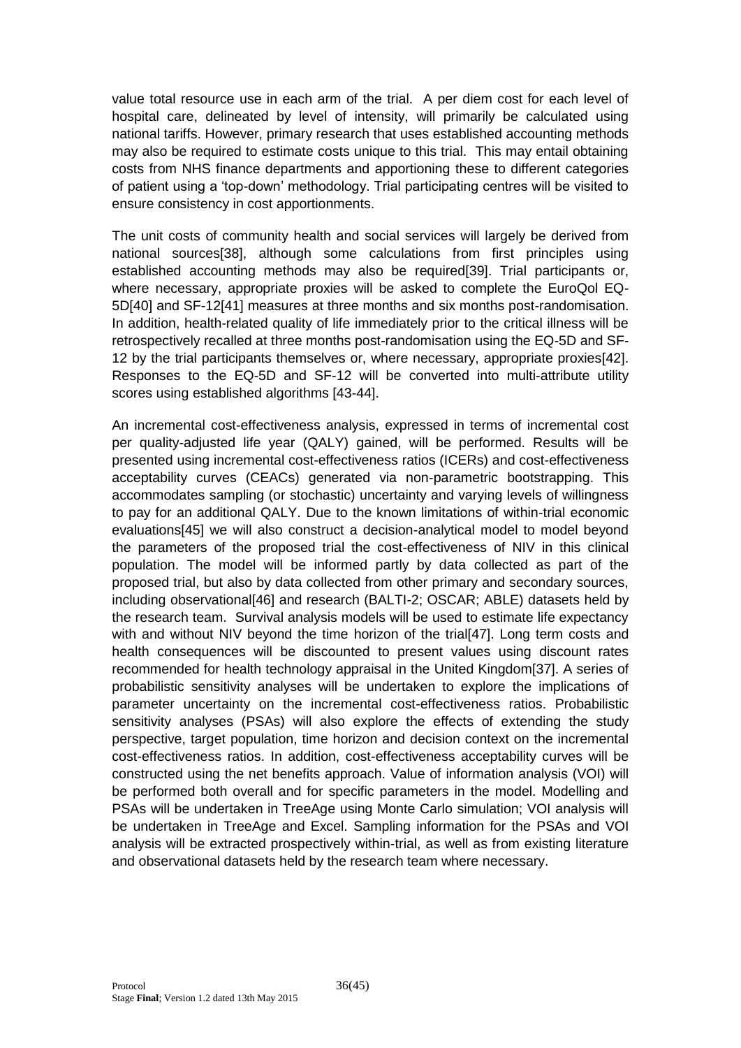value total resource use in each arm of the trial. A per diem cost for each level of hospital care, delineated by level of intensity, will primarily be calculated using national tariffs. However, primary research that uses established accounting methods may also be required to estimate costs unique to this trial. This may entail obtaining costs from NHS finance departments and apportioning these to different categories of patient using a 'top-down' methodology. Trial participating centres will be visited to ensure consistency in cost apportionments.

The unit costs of community health and social services will largely be derived from national sources[38], although some calculations from first principles using established accounting methods may also be required[39]. Trial participants or, where necessary, appropriate proxies will be asked to complete the EuroQol EQ-5D[40] and SF-12[41] measures at three months and six months post-randomisation. In addition, health-related quality of life immediately prior to the critical illness will be retrospectively recalled at three months post-randomisation using the EQ-5D and SF-12 by the trial participants themselves or, where necessary, appropriate proxies[42]. Responses to the EQ-5D and SF-12 will be converted into multi-attribute utility scores using established algorithms [43-44].

An incremental cost-effectiveness analysis, expressed in terms of incremental cost per quality-adjusted life year (QALY) gained, will be performed. Results will be presented using incremental cost-effectiveness ratios (ICERs) and cost-effectiveness acceptability curves (CEACs) generated via non-parametric bootstrapping. This accommodates sampling (or stochastic) uncertainty and varying levels of willingness to pay for an additional QALY. Due to the known limitations of within-trial economic evaluations[45] we will also construct a decision-analytical model to model beyond the parameters of the proposed trial the cost-effectiveness of NIV in this clinical population. The model will be informed partly by data collected as part of the proposed trial, but also by data collected from other primary and secondary sources, including observational[46] and research (BALTI-2; OSCAR; ABLE) datasets held by the research team. Survival analysis models will be used to estimate life expectancy with and without NIV beyond the time horizon of the trial[47]. Long term costs and health consequences will be discounted to present values using discount rates recommended for health technology appraisal in the United Kingdom[37]. A series of probabilistic sensitivity analyses will be undertaken to explore the implications of parameter uncertainty on the incremental cost-effectiveness ratios. Probabilistic sensitivity analyses (PSAs) will also explore the effects of extending the study perspective, target population, time horizon and decision context on the incremental cost-effectiveness ratios. In addition, cost-effectiveness acceptability curves will be constructed using the net benefits approach. Value of information analysis (VOI) will be performed both overall and for specific parameters in the model. Modelling and PSAs will be undertaken in TreeAge using Monte Carlo simulation; VOI analysis will be undertaken in TreeAge and Excel. Sampling information for the PSAs and VOI analysis will be extracted prospectively within-trial, as well as from existing literature and observational datasets held by the research team where necessary.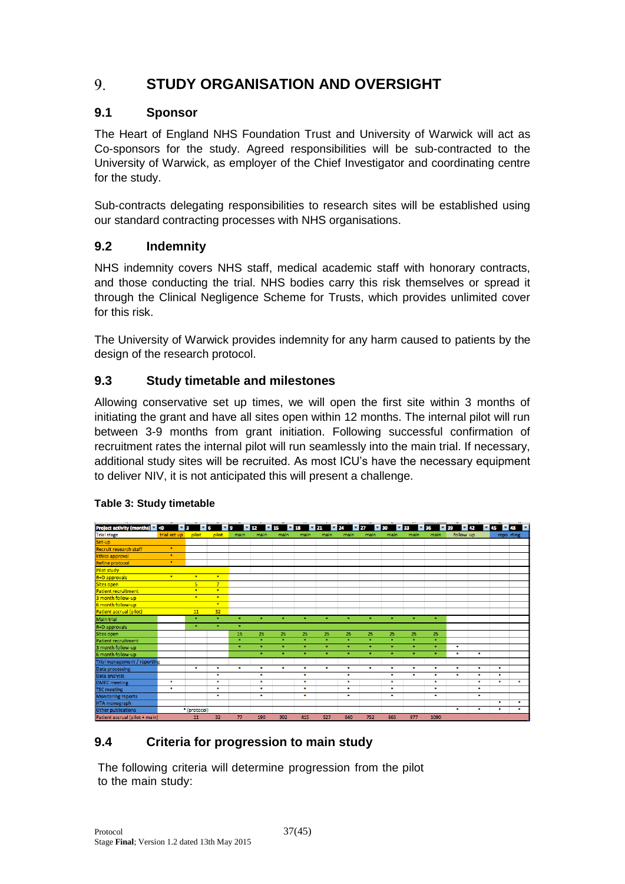# 9. STUDY ORGANISATION AND OVERSIGHT

## 9.1 Sponsor

The Heart of England NHS Foundation Trust and University of Warwick will act as Co-sponsors for the study. Agreed responsibilities will be sub-contracted to the University of Warwick, as employer of the Chief Investigator and coordinating centre for the study.

Sub-contracts delegating responsibilities to research sites will be established using our standard contracting processes with NHS organisations.

## 9.2 Indemnity

NHS indemnity covers NHS staff, medical academic staff with honorary contracts, and those conducting the trial. NHS bodies carry this risk themselves or spread it through the Clinical Negligence Scheme for Trusts, which provides unlimited cover for this risk.

The University of Warwick provides indemnity for any harm caused to patients by the design of the research protocol.

## 9.3 Study timetable and milestones

Allowing conservative set up times, we will open the first site within 3 months of initiating the grant and have all sites open within 12 months. The internal pilot will run between 3-9 months from grant initiation. Following successful confirmation of recruitment rates the internal pilot will run seamlessly into the main trial. If necessary, additional study sites will be recruited. As most ICU's have the necessary equipment to deliver NIV, it is not anticipated this will present a challenge.

**Table 3: Study timetable**

| Project activity (months) | <0 | 3 | 6 | 9 | 12 | 15 | 18 | 21 | 24 | 27 | 30 | 33 | 36 | 39 | 42 | 45 | 48 |
|---|---|---|---|---|---|---|---|---|---|---|---|---|---|---|---|---|---|
| Trial stage | trial set up | pilot | pilot | main | main | main | main | main | main | main | main | main | main | follow up | | reporting | |
| Set-up | | | | | | | | | | | | | | | | | |
| Recruit research staff | * | | | | | | | | | | | | | | | | |
| Ethics approval | * | | | | | | | | | | | | | | | | |
| Refine protocol | * | | | | | | | | | | | | | | | | |
| Pilot study | | | | | | | | | | | | | | | | | |
| R+D approvals | * | * | * | | | | | | | | | | | | | | |
| Sites open | | 5 | 7 | | | | | | | | | | | | | | |
| Patient recruitment | | * | * | | | | | | | | | | | | | | |
| 3 month follow-up | | * | * | | | | | | | | | | | | | | |
| 6 month follow-up | | | * | | | | | | | | | | | | | | |
| Patient accrual (pilot) | | 11 | 32 | | | | | | | | | | | | | | |
| Main trial | | * | * | * | * | * | * | * | * | * | * | * | * | | | | |
| R+D approvals | | * | * | * | | | | | | | | | | | | | |
| Sites open | | | | 15 | 25 | 25 | 25 | 25 | 25 | 25 | 25 | 25 | 25 | | | | |
| Patient recruitment | | | | * | * | * | * | * | * | * | * | * | * | | | | |
| 3 month follow-up | | | | * | * | * | * | * | * | * | * | * | * | * | | | |
| 6 month follow-up | | | | | * | * | * | * | * | * | * | * | * | * | * | | |
| Trial management / reporting | | | | | | | | | | | | | | | | | |
| Data processing | | * | * | * | * | * | * | * | * | * | * | * | * | * | * | * | |
| Data analysis | | | * | | * | | * | | * | | * | * | * | * | * | * | |
| DMEC meeting | * | | * | | * | | * | | * | | * | | * | | * | * | * |
| TSC meeting | * | | * | | * | | * | | * | | * | | * | | * | | |
| Monitoring reports | | | * | | * | | * | | * | | * | | * | | * | | |
| HTA monograph | | | | | | | | | | | | | | | | * | * |
| Other publications | | * (protocol) | | | | | | | | | | | | * | * | * | * |
| Patient accrual (pilot + main) | | 11 | 32 | 77 | 190 | 302 | 415 | 527 | 640 | 752 | 865 | 977 | 1090 | | | | |

## 9.4 Criteria for progression to main study

The following criteria will determine progression from the pilot to the main study: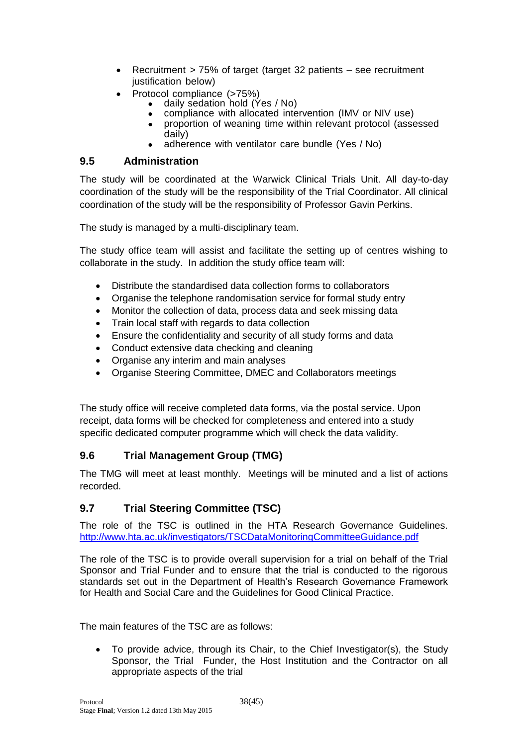- Recruitment > 75% of target (target 32 patients – see recruitment justification below)
- Protocol compliance (>75%)
    - daily sedation hold (Yes / No)
    - compliance with allocated intervention (IMV or NIV use)
    - proportion of weaning time within relevant protocol (assessed daily)
    - adherence with ventilator care bundle (Yes / No)

## 9.5 Administration

The study will be coordinated at the Warwick Clinical Trials Unit. All day-to-day coordination of the study will be the responsibility of the Trial Coordinator. All clinical coordination of the study will be the responsibility of Professor Gavin Perkins.

The study is managed by a multi-disciplinary team.

The study office team will assist and facilitate the setting up of centres wishing to collaborate in the study. In addition the study office team will:

- Distribute the standardised data collection forms to collaborators
- Organise the telephone randomisation service for formal study entry
- Monitor the collection of data, process data and seek missing data
- Train local staff with regards to data collection
- Ensure the confidentiality and security of all study forms and data
- Conduct extensive data checking and cleaning
- Organise any interim and main analyses
- Organise Steering Committee, DMEC and Collaborators meetings

The study office will receive completed data forms, via the postal service. Upon receipt, data forms will be checked for completeness and entered into a study specific dedicated computer programme which will check the data validity.

## 9.6 Trial Management Group (TMG)

The TMG will meet at least monthly. Meetings will be minuted and a list of actions recorded.

## 9.7 Trial Steering Committee (TSC)

The role of the TSC is outlined in the HTA Research Governance Guidelines. http://www.hta.ac.uk/investigators/TSCDataMonitoringCommitteeGuidance.pdf

The role of the TSC is to provide overall supervision for a trial on behalf of the Trial Sponsor and Trial Funder and to ensure that the trial is conducted to the rigorous standards set out in the Department of Health's Research Governance Framework for Health and Social Care and the Guidelines for Good Clinical Practice.

The main features of the TSC are as follows:

- To provide advice, through its Chair, to the Chief Investigator(s), the Study Sponsor, the Trial Funder, the Host Institution and the Contractor on all appropriate aspects of the trial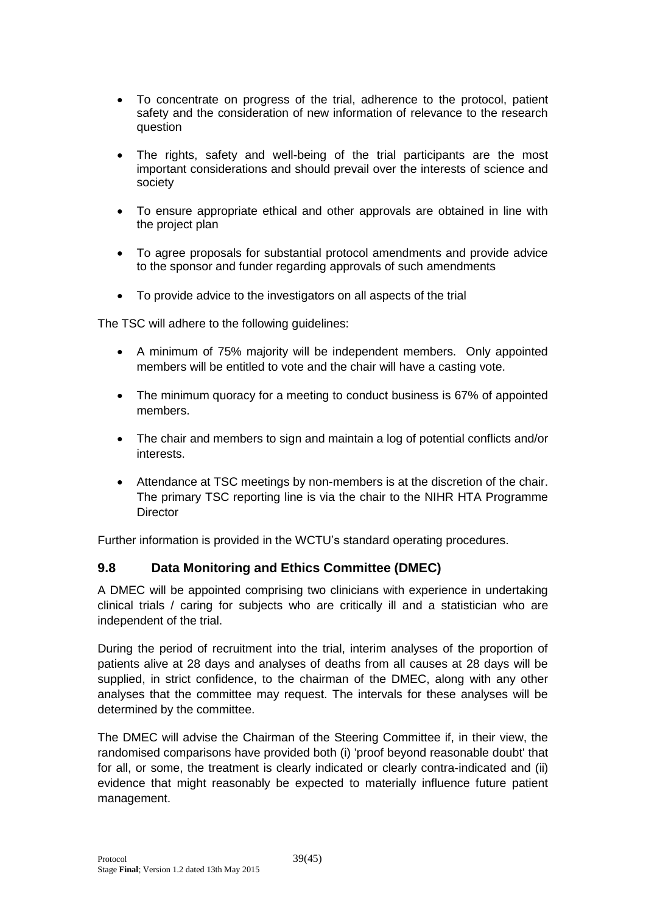- To concentrate on progress of the trial, adherence to the protocol, patient safety and the consideration of new information of relevance to the research question
- The rights, safety and well-being of the trial participants are the most important considerations and should prevail over the interests of science and society
- To ensure appropriate ethical and other approvals are obtained in line with the project plan
- To agree proposals for substantial protocol amendments and provide advice to the sponsor and funder regarding approvals of such amendments
- To provide advice to the investigators on all aspects of the trial

The TSC will adhere to the following guidelines:

- A minimum of 75% majority will be independent members. Only appointed members will be entitled to vote and the chair will have a casting vote.
- The minimum quoracy for a meeting to conduct business is 67% of appointed members.
- The chair and members to sign and maintain a log of potential conflicts and/or interests.
- Attendance at TSC meetings by non-members is at the discretion of the chair. The primary TSC reporting line is via the chair to the NIHR HTA Programme Director

Further information is provided in the WCTU's standard operating procedures.

### 9.8 Data Monitoring and Ethics Committee (DMEC)

A DMEC will be appointed comprising two clinicians with experience in undertaking clinical trials / caring for subjects who are critically ill and a statistician who are independent of the trial.

During the period of recruitment into the trial, interim analyses of the proportion of patients alive at 28 days and analyses of deaths from all causes at 28 days will be supplied, in strict confidence, to the chairman of the DMEC, along with any other analyses that the committee may request. The intervals for these analyses will be determined by the committee.

The DMEC will advise the Chairman of the Steering Committee if, in their view, the randomised comparisons have provided both (i) 'proof beyond reasonable doubt' that for all, or some, the treatment is clearly indicated or clearly contra-indicated and (ii) evidence that might reasonably be expected to materially influence future patient management.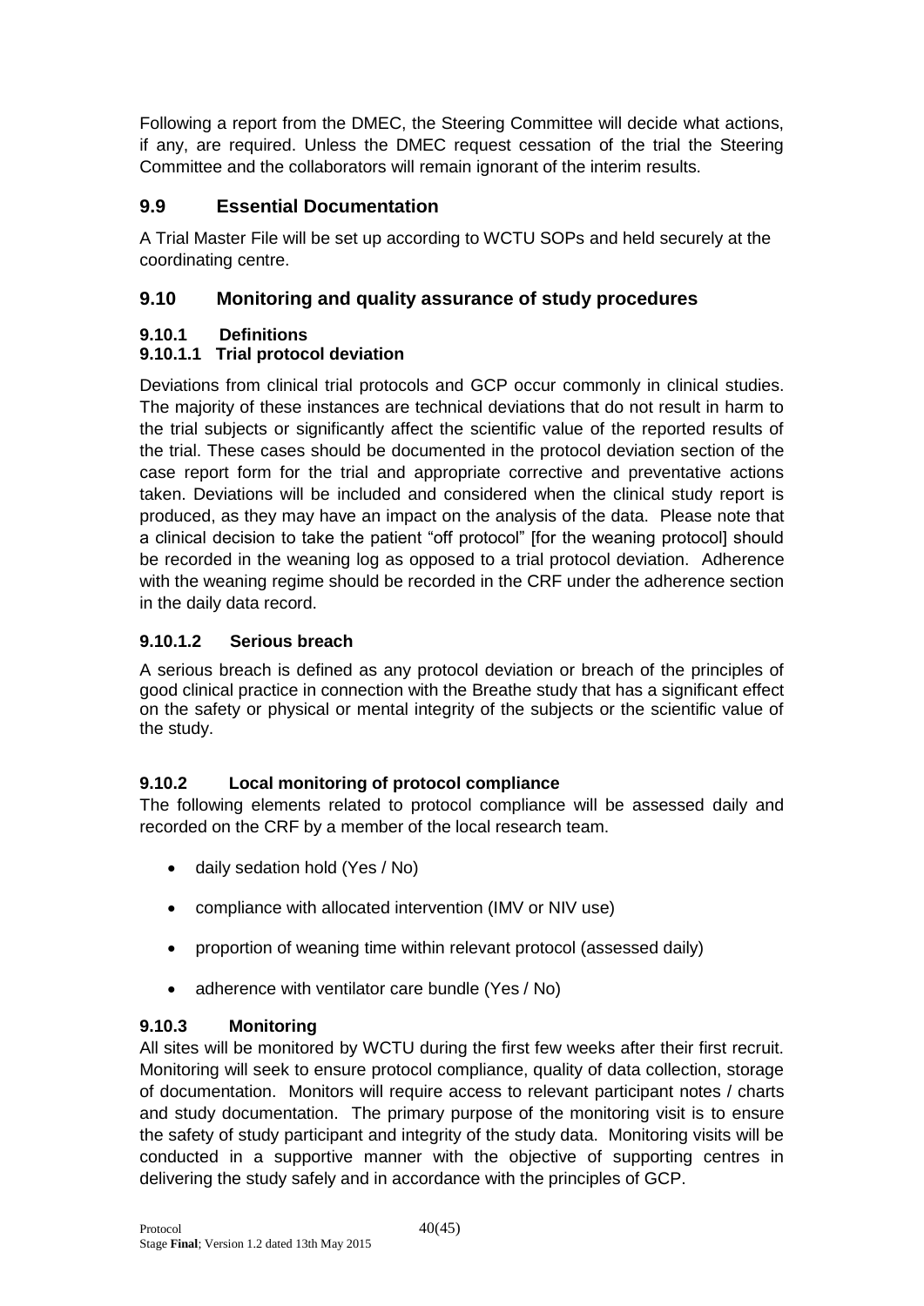Following a report from the DMEC, the Steering Committee will decide what actions, if any, are required. Unless the DMEC request cessation of the trial the Steering Committee and the collaborators will remain ignorant of the interim results.

## 9.9 Essential Documentation

A Trial Master File will be set up according to WCTU SOPs and held securely at the coordinating centre.

## 9.10 Monitoring and quality assurance of study procedures

### 9.10.1 Definitions

#### 9.10.1.1 Trial protocol deviation

Deviations from clinical trial protocols and GCP occur commonly in clinical studies. The majority of these instances are technical deviations that do not result in harm to the trial subjects or significantly affect the scientific value of the reported results of the trial. These cases should be documented in the protocol deviation section of the case report form for the trial and appropriate corrective and preventative actions taken. Deviations will be included and considered when the clinical study report is produced, as they may have an impact on the analysis of the data. Please note that a clinical decision to take the patient "off protocol" [for the weaning protocol] should be recorded in the weaning log as opposed to a trial protocol deviation. Adherence with the weaning regime should be recorded in the CRF under the adherence section in the daily data record.

#### 9.10.1.2 Serious breach

A serious breach is defined as any protocol deviation or breach of the principles of good clinical practice in connection with the Breathe study that has a significant effect on the safety or physical or mental integrity of the subjects or the scientific value of the study.

### 9.10.2 Local monitoring of protocol compliance

The following elements related to protocol compliance will be assessed daily and recorded on the CRF by a member of the local research team.

- daily sedation hold (Yes / No)
- compliance with allocated intervention (IMV or NIV use)
- proportion of weaning time within relevant protocol (assessed daily)
- adherence with ventilator care bundle (Yes / No)

### 9.10.3 Monitoring

All sites will be monitored by WCTU during the first few weeks after their first recruit. Monitoring will seek to ensure protocol compliance, quality of data collection, storage of documentation. Monitors will require access to relevant participant notes / charts and study documentation. The primary purpose of the monitoring visit is to ensure the safety of study participant and integrity of the study data. Monitoring visits will be conducted in a supportive manner with the objective of supporting centres in delivering the study safely and in accordance with the principles of GCP.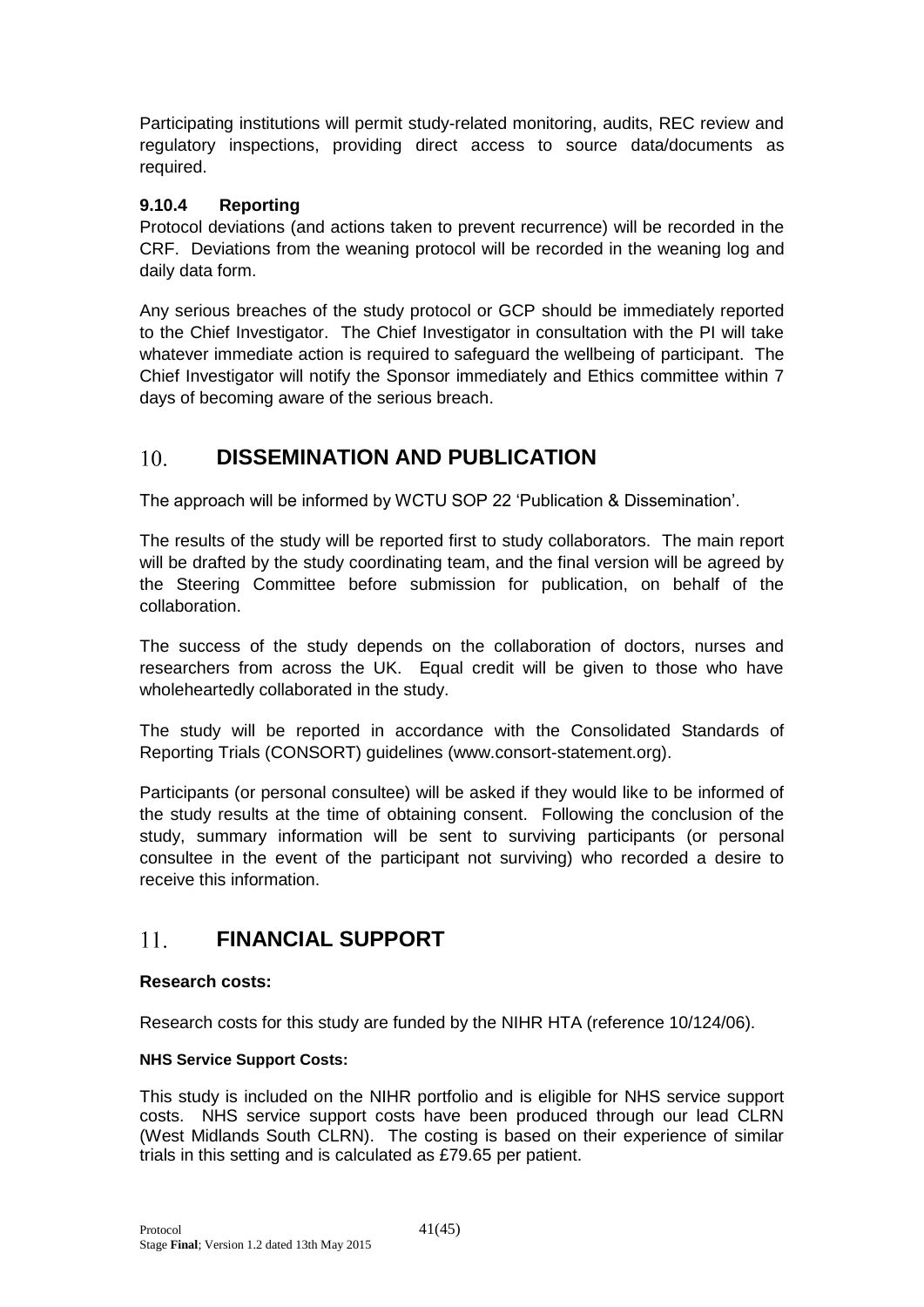Participating institutions will permit study-related monitoring, audits, REC review and regulatory inspections, providing direct access to source data/documents as required.

### 9.10.4 Reporting

Protocol deviations (and actions taken to prevent recurrence) will be recorded in the CRF. Deviations from the weaning protocol will be recorded in the weaning log and daily data form.

Any serious breaches of the study protocol or GCP should be immediately reported to the Chief Investigator. The Chief Investigator in consultation with the PI will take whatever immediate action is required to safeguard the wellbeing of participant. The Chief Investigator will notify the Sponsor immediately and Ethics committee within 7 days of becoming aware of the serious breach.

# 10. DISSEMINATION AND PUBLICATION

The approach will be informed by WCTU SOP 22 'Publication & Dissemination'.

The results of the study will be reported first to study collaborators. The main report will be drafted by the study coordinating team, and the final version will be agreed by the Steering Committee before submission for publication, on behalf of the collaboration.

The success of the study depends on the collaboration of doctors, nurses and researchers from across the UK. Equal credit will be given to those who have wholeheartedly collaborated in the study.

The study will be reported in accordance with the Consolidated Standards of Reporting Trials (CONSORT) guidelines (www.consort-statement.org).

Participants (or personal consultee) will be asked if they would like to be informed of the study results at the time of obtaining consent. Following the conclusion of the study, summary information will be sent to surviving participants (or personal consultee in the event of the participant not surviving) who recorded a desire to receive this information.

# 11. FINANCIAL SUPPORT

**Research costs:**

Research costs for this study are funded by the NIHR HTA (reference 10/124/06).

**NHS Service Support Costs:**

This study is included on the NIHR portfolio and is eligible for NHS service support costs. NHS service support costs have been produced through our lead CLRN (West Midlands South CLRN). The costing is based on their experience of similar trials in this setting and is calculated as £79.65 per patient.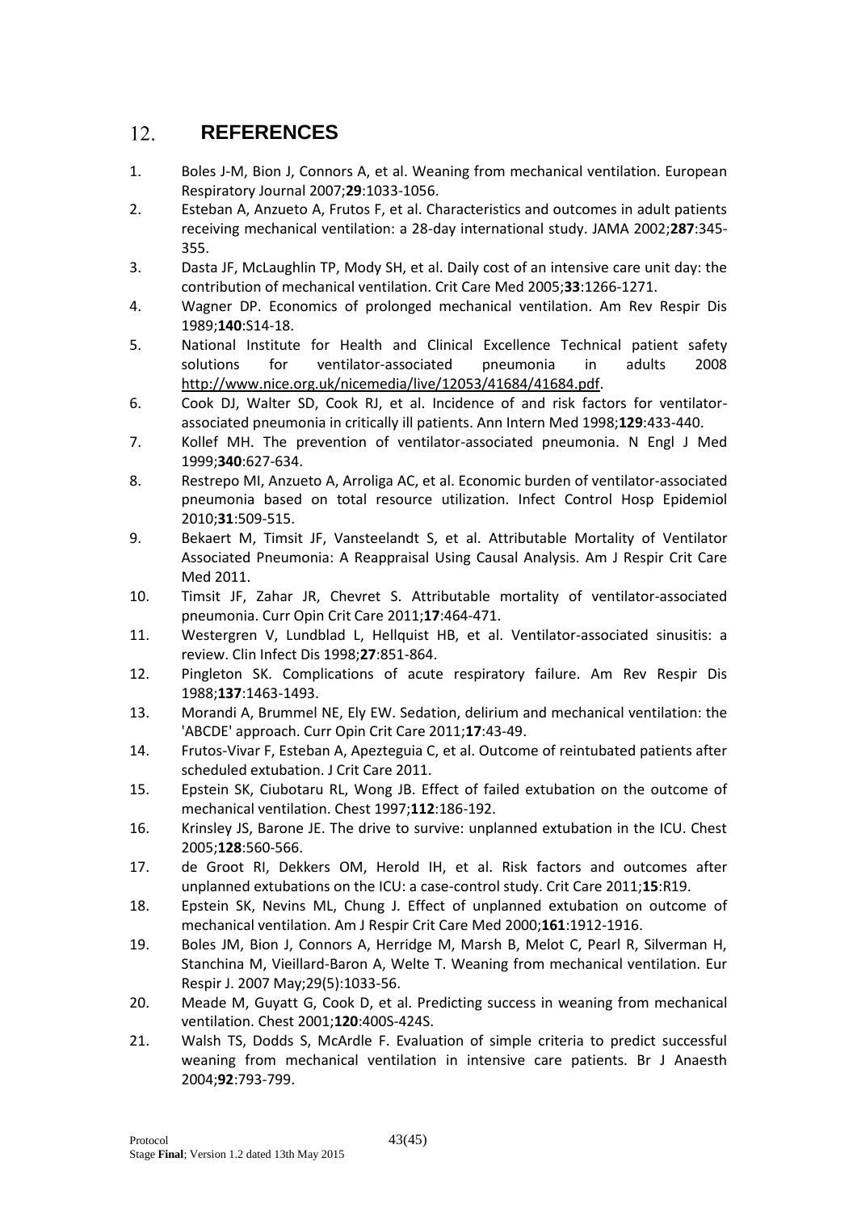# 12. REFERENCES

1. Boles J-M, Bion J, Connors A, et al. Weaning from mechanical ventilation. European Respiratory Journal 2007;**29**:1033-1056.
2. Esteban A, Anzueto A, Frutos F, et al. Characteristics and outcomes in adult patients receiving mechanical ventilation: a 28-day international study. JAMA 2002;**287**:345-355.
3. Dasta JF, McLaughlin TP, Mody SH, et al. Daily cost of an intensive care unit day: the contribution of mechanical ventilation. Crit Care Med 2005;**33**:1266-1271.
4. Wagner DP. Economics of prolonged mechanical ventilation. Am Rev Respir Dis 1989;**140**:S14-18.
5. National Institute for Health and Clinical Excellence Technical patient safety solutions for ventilator-associated pneumonia in adults 2008 http://www.nice.org.uk/nicemedia/live/12053/41684/41684.pdf.
6. Cook DJ, Walter SD, Cook RJ, et al. Incidence of and risk factors for ventilator-associated pneumonia in critically ill patients. Ann Intern Med 1998;**129**:433-440.
7. Kollef MH. The prevention of ventilator-associated pneumonia. N Engl J Med 1999;**340**:627-634.
8. Restrepo MI, Anzueto A, Arroliga AC, et al. Economic burden of ventilator-associated pneumonia based on total resource utilization. Infect Control Hosp Epidemiol 2010;**31**:509-515.
9. Bekaert M, Timsit JF, Vansteelandt S, et al. Attributable Mortality of Ventilator Associated Pneumonia: A Reappraisal Using Causal Analysis. Am J Respir Crit Care Med 2011.
10. Timsit JF, Zahar JR, Chevret S. Attributable mortality of ventilator-associated pneumonia. Curr Opin Crit Care 2011;**17**:464-471.
11. Westergren V, Lundblad L, Hellquist HB, et al. Ventilator-associated sinusitis: a review. Clin Infect Dis 1998;**27**:851-864.
12. Pingleton SK. Complications of acute respiratory failure. Am Rev Respir Dis 1988;**137**:1463-1493.
13. Morandi A, Brummel NE, Ely EW. Sedation, delirium and mechanical ventilation: the 'ABCDE' approach. Curr Opin Crit Care 2011;**17**:43-49.
14. Frutos-Vivar F, Esteban A, Apezteguia C, et al. Outcome of reintubated patients after scheduled extubation. J Crit Care 2011.
15. Epstein SK, Ciubotaru RL, Wong JB. Effect of failed extubation on the outcome of mechanical ventilation. Chest 1997;**112**:186-192.
16. Krinsley JS, Barone JE. The drive to survive: unplanned extubation in the ICU. Chest 2005;**128**:560-566.
17. de Groot RI, Dekkers OM, Herold IH, et al. Risk factors and outcomes after unplanned extubations on the ICU: a case-control study. Crit Care 2011;**15**:R19.
18. Epstein SK, Nevins ML, Chung J. Effect of unplanned extubation on outcome of mechanical ventilation. Am J Respir Crit Care Med 2000;**161**:1912-1916.
19. Boles JM, Bion J, Connors A, Herridge M, Marsh B, Melot C, Pearl R, Silverman H, Stanchina M, Vieillard-Baron A, Welte T. Weaning from mechanical ventilation. Eur Respir J. 2007 May;29(5):1033-56.
20. Meade M, Guyatt G, Cook D, et al. Predicting success in weaning from mechanical ventilation. Chest 2001;**120**:400S-424S.
21. Walsh TS, Dodds S, McArdle F. Evaluation of simple criteria to predict successful weaning from mechanical ventilation in intensive care patients. Br J Anaesth 2004;**92**:793-799.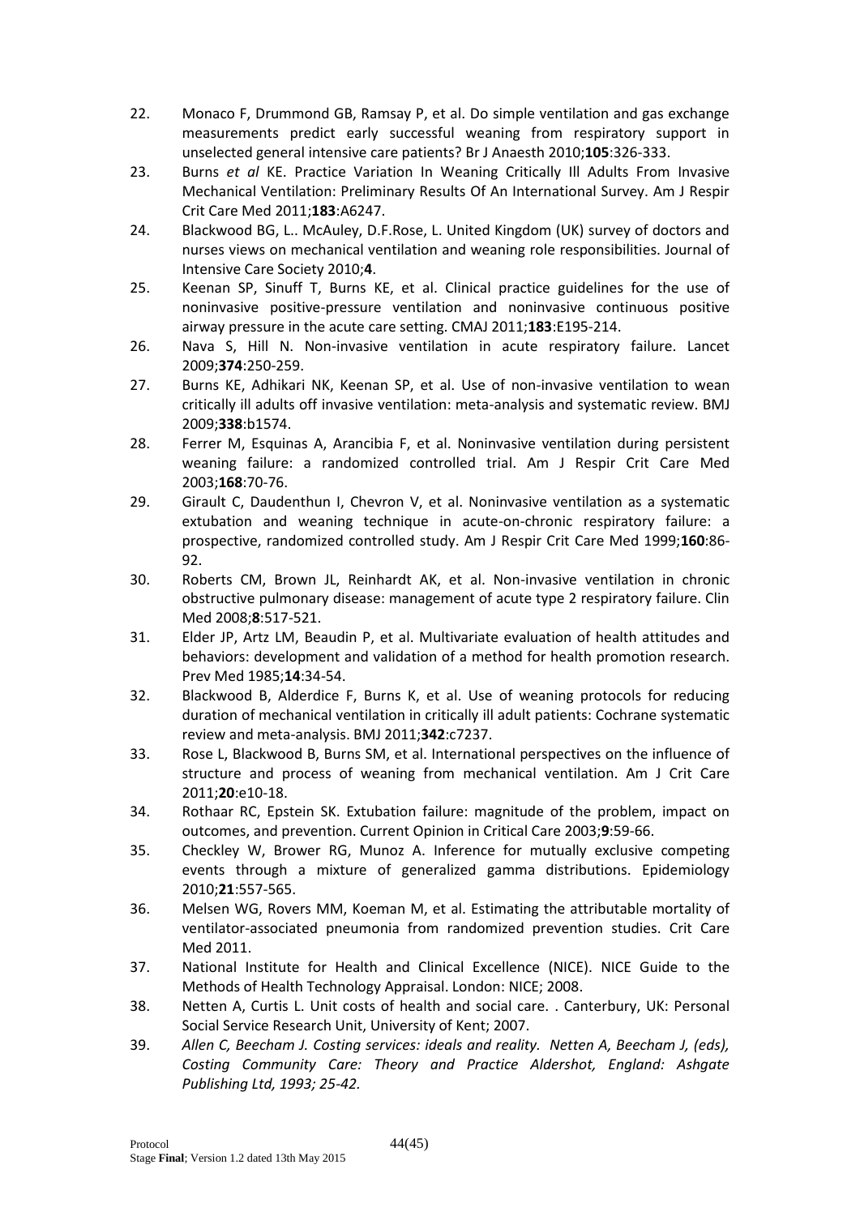22. Monaco F, Drummond GB, Ramsay P, et al. Do simple ventilation and gas exchange measurements predict early successful weaning from respiratory support in unselected general intensive care patients? Br J Anaesth 2010;**105**:326-333.
23. Burns *et al* KE. Practice Variation In Weaning Critically Ill Adults From Invasive Mechanical Ventilation: Preliminary Results Of An International Survey. Am J Respir Crit Care Med 2011;**183**:A6247.
24. Blackwood BG, L.. McAuley, D.F.Rose, L. United Kingdom (UK) survey of doctors and nurses views on mechanical ventilation and weaning role responsibilities. Journal of Intensive Care Society 2010;**4**.
25. Keenan SP, Sinuff T, Burns KE, et al. Clinical practice guidelines for the use of noninvasive positive-pressure ventilation and noninvasive continuous positive airway pressure in the acute care setting. CMAJ 2011;**183**:E195-214.
26. Nava S, Hill N. Non-invasive ventilation in acute respiratory failure. Lancet 2009;**374**:250-259.
27. Burns KE, Adhikari NK, Keenan SP, et al. Use of non-invasive ventilation to wean critically ill adults off invasive ventilation: meta-analysis and systematic review. BMJ 2009;**338**:b1574.
28. Ferrer M, Esquinas A, Arancibia F, et al. Noninvasive ventilation during persistent weaning failure: a randomized controlled trial. Am J Respir Crit Care Med 2003;**168**:70-76.
29. Girault C, Daudenthun I, Chevron V, et al. Noninvasive ventilation as a systematic extubation and weaning technique in acute-on-chronic respiratory failure: a prospective, randomized controlled study. Am J Respir Crit Care Med 1999;**160**:86-92.
30. Roberts CM, Brown JL, Reinhardt AK, et al. Non-invasive ventilation in chronic obstructive pulmonary disease: management of acute type 2 respiratory failure. Clin Med 2008;**8**:517-521.
31. Elder JP, Artz LM, Beaudin P, et al. Multivariate evaluation of health attitudes and behaviors: development and validation of a method for health promotion research. Prev Med 1985;**14**:34-54.
32. Blackwood B, Alderdice F, Burns K, et al. Use of weaning protocols for reducing duration of mechanical ventilation in critically ill adult patients: Cochrane systematic review and meta-analysis. BMJ 2011;**342**:c7237.
33. Rose L, Blackwood B, Burns SM, et al. International perspectives on the influence of structure and process of weaning from mechanical ventilation. Am J Crit Care 2011;**20**:e10-18.
34. Rothaar RC, Epstein SK. Extubation failure: magnitude of the problem, impact on outcomes, and prevention. Current Opinion in Critical Care 2003;**9**:59-66.
35. Checkley W, Brower RG, Munoz A. Inference for mutually exclusive competing events through a mixture of generalized gamma distributions. Epidemiology 2010;**21**:557-565.
36. Melsen WG, Rovers MM, Koeman M, et al. Estimating the attributable mortality of ventilator-associated pneumonia from randomized prevention studies. Crit Care Med 2011.
37. National Institute for Health and Clinical Excellence (NICE). NICE Guide to the Methods of Health Technology Appraisal. London: NICE; 2008.
38. Netten A, Curtis L. Unit costs of health and social care. . Canterbury, UK: Personal Social Service Research Unit, University of Kent; 2007.
39. *Allen C, Beecham J. Costing services: ideals and reality. Netten A, Beecham J, (eds), Costing Community Care: Theory and Practice Aldershot, England: Ashgate Publishing Ltd, 1993; 25-42.*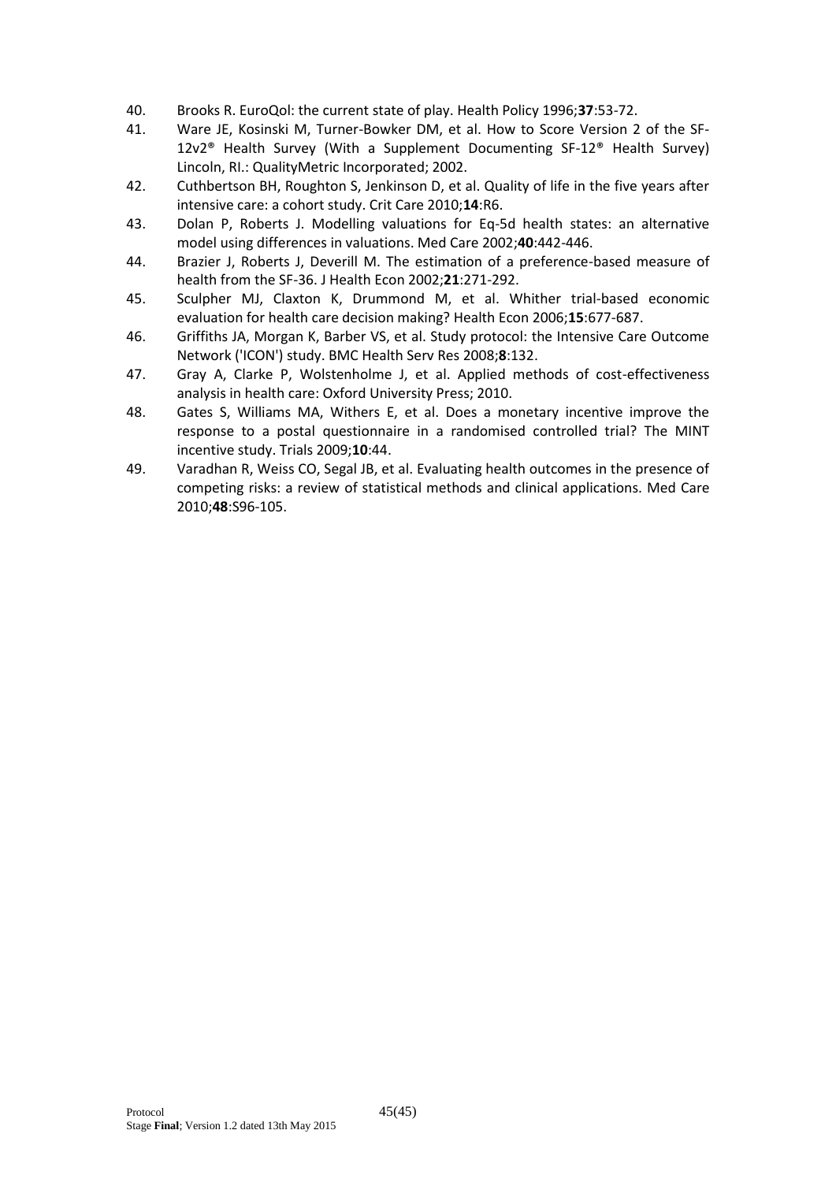40. Brooks R. EuroQol: the current state of play. Health Policy 1996;**37**:53-72.
41. Ware JE, Kosinski M, Turner-Bowker DM, et al. How to Score Version 2 of the SF-12v2® Health Survey (With a Supplement Documenting SF-12® Health Survey) Lincoln, RI.: QualityMetric Incorporated; 2002.
42. Cuthbertson BH, Roughton S, Jenkinson D, et al. Quality of life in the five years after intensive care: a cohort study. Crit Care 2010;**14**:R6.
43. Dolan P, Roberts J. Modelling valuations for Eq-5d health states: an alternative model using differences in valuations. Med Care 2002;**40**:442-446.
44. Brazier J, Roberts J, Deverill M. The estimation of a preference-based measure of health from the SF-36. J Health Econ 2002;**21**:271-292.
45. Sculpher MJ, Claxton K, Drummond M, et al. Whither trial-based economic evaluation for health care decision making? Health Econ 2006;**15**:677-687.
46. Griffiths JA, Morgan K, Barber VS, et al. Study protocol: the Intensive Care Outcome Network ('ICON') study. BMC Health Serv Res 2008;**8**:132.
47. Gray A, Clarke P, Wolstenholme J, et al. Applied methods of cost-effectiveness analysis in health care: Oxford University Press; 2010.
48. Gates S, Williams MA, Withers E, et al. Does a monetary incentive improve the response to a postal questionnaire in a randomised controlled trial? The MINT incentive study. Trials 2009;**10**:44.
49. Varadhan R, Weiss CO, Segal JB, et al. Evaluating health outcomes in the presence of competing risks: a review of statistical methods and clinical applications. Med Care 2010;**48**:S96-105.